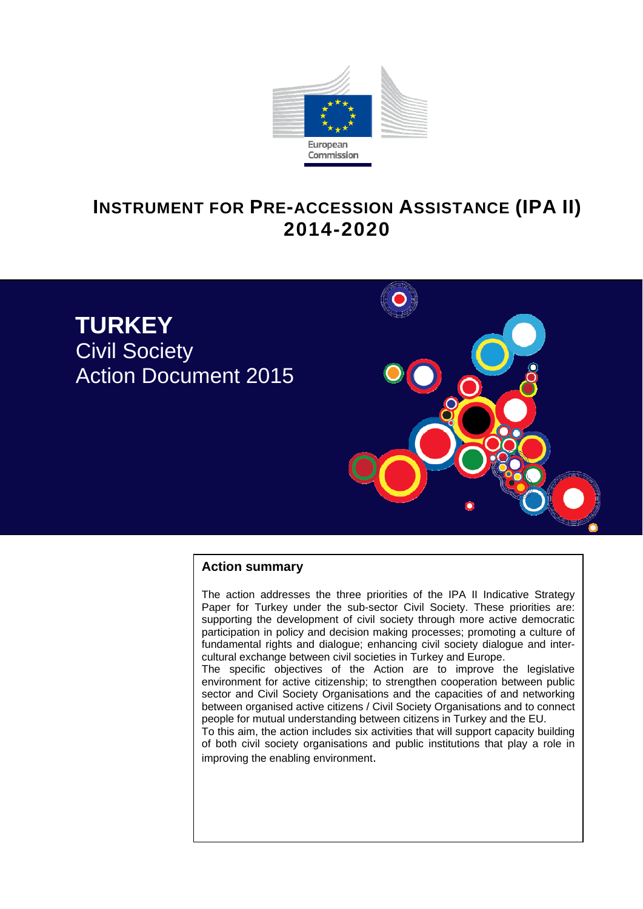European Commission

# INSTRUMENT FOR PRE-ACCESSION ASSISTANCE (IPA II) 2014-2020

# TURKEY
## Civil Society
## Action Document 2015

**Action summary**

The action addresses the three priorities of the IPA II Indicative Strategy Paper for Turkey under the sub-sector Civil Society. These priorities are: supporting the development of civil society through more active democratic participation in policy and decision making processes; promoting a culture of fundamental rights and dialogue; enhancing civil society dialogue and inter-cultural exchange between civil societies in Turkey and Europe.

The specific objectives of the Action are to improve the legislative environment for active citizenship; to strengthen cooperation between public sector and Civil Society Organisations and the capacities of and networking between organised active citizens / Civil Society Organisations and to connect people for mutual understanding between citizens in Turkey and the EU.

To this aim, the action includes six activities that will support capacity building of both civil society organisations and public institutions that play a role in improving the enabling environment.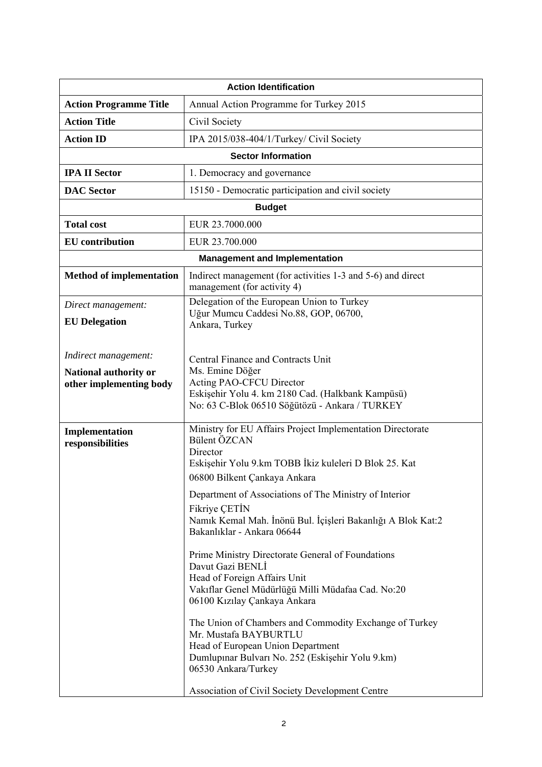| Action Identification | |
|---|---|
| **Action Programme Title** | Annual Action Programme for Turkey 2015 |
| **Action Title** | Civil Society |
| **Action ID** | IPA 2015/038-404/1/Turkey/ Civil Society |
| **Sector Information** | |
| **IPA II Sector** | 1. Democracy and governance |
| **DAC Sector** | 15150 - Democratic participation and civil society |
| **Budget** | |
| **Total cost** | EUR 23.7000.000 |
| **EU contribution** | EUR 23.700.000 |
| **Management and Implementation** | |
| **Method of implementation** | Indirect management (for activities 1-3 and 5-6) and direct management (for activity 4) |
| *Direct management:*<br>**EU Delegation**<br><br>*Indirect management:*<br>**National authority or other implementing body** | Delegation of the European Union to Turkey<br>Uğur Mumcu Caddesi No.88, GOP, 06700,<br>Ankara, Turkey<br><br>Central Finance and Contracts Unit<br>Ms. Emine Döğer<br>Acting PAO-CFCU Director<br>Eskişehir Yolu 4. km 2180 Cad. (Halkbank Kampüsü)<br>No: 63 C-Blok 06510 Söğütözü - Ankara / TURKEY |
| **Implementation responsibilities** | Ministry for EU Affairs Project Implementation Directorate<br>Bülent ÖZCAN<br>Director<br>Eskişehir Yolu 9.km TOBB İkiz kuleleri D Blok 25. Kat<br>06800 Bilkent Çankaya Ankara<br><br>Department of Associations of The Ministry of Interior<br>Fikriye ÇETİN<br>Namık Kemal Mah. İnönü Bul. İçişleri Bakanlığı A Blok Kat:2<br>Bakanlıklar - Ankara 06644<br><br>Prime Ministry Directorate General of Foundations<br>Davut Gazi BENLİ<br>Head of Foreign Affairs Unit<br>Vakıflar Genel Müdürlüğü Milli Müdafaa Cad. No:20<br>06100 Kızılay Çankaya Ankara<br><br>The Union of Chambers and Commodity Exchange of Turkey<br>Mr. Mustafa BAYBURTLU<br>Head of European Union Department<br>Dumlupınar Bulvarı No. 252 (Eskişehir Yolu 9.km)<br>06530 Ankara/Turkey<br><br>Association of Civil Society Development Centre |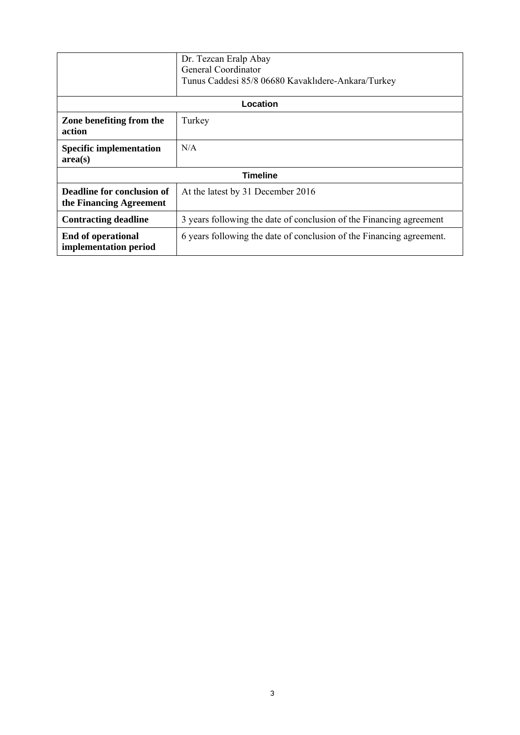| | |
|---|---|
| | Dr. Tezcan Eralp Abay<br>General Coordinator<br>Tunus Caddesi 85/8 06680 Kavaklıdere-Ankara/Turkey |
| **Location** | |
| **Zone benefiting from the action** | Turkey |
| **Specific implementation area(s)** | N/A |
| **Timeline** | |
| **Deadline for conclusion of the Financing Agreement** | At the latest by 31 December 2016 |
| **Contracting deadline** | 3 years following the date of conclusion of the Financing agreement |
| **End of operational implementation period** | 6 years following the date of conclusion of the Financing agreement. |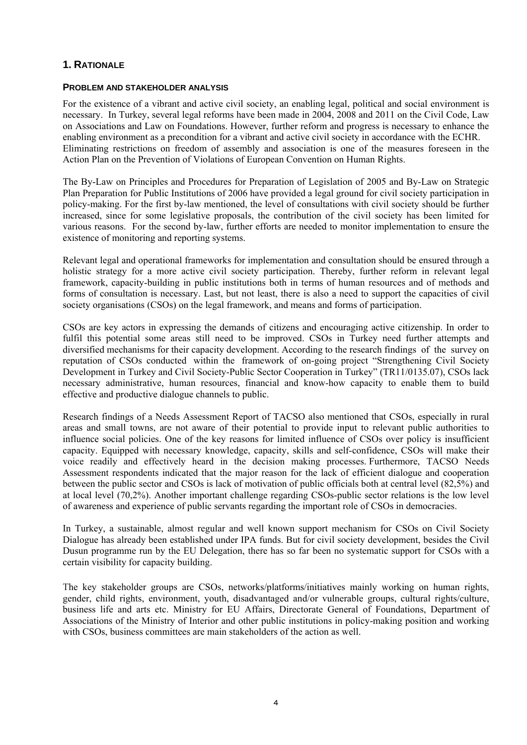## 1. RATIONALE

### PROBLEM AND STAKEHOLDER ANALYSIS

For the existence of a vibrant and active civil society, an enabling legal, political and social environment is necessary. In Turkey, several legal reforms have been made in 2004, 2008 and 2011 on the Civil Code, Law on Associations and Law on Foundations. However, further reform and progress is necessary to enhance the enabling environment as a precondition for a vibrant and active civil society in accordance with the ECHR. Eliminating restrictions on freedom of assembly and association is one of the measures foreseen in the Action Plan on the Prevention of Violations of European Convention on Human Rights.

The By-Law on Principles and Procedures for Preparation of Legislation of 2005 and By-Law on Strategic Plan Preparation for Public Institutions of 2006 have provided a legal ground for civil society participation in policy-making. For the first by-law mentioned, the level of consultations with civil society should be further increased, since for some legislative proposals, the contribution of the civil society has been limited for various reasons. For the second by-law, further efforts are needed to monitor implementation to ensure the existence of monitoring and reporting systems.

Relevant legal and operational frameworks for implementation and consultation should be ensured through a holistic strategy for a more active civil society participation. Thereby, further reform in relevant legal framework, capacity-building in public institutions both in terms of human resources and of methods and forms of consultation is necessary. Last, but not least, there is also a need to support the capacities of civil society organisations (CSOs) on the legal framework, and means and forms of participation.

CSOs are key actors in expressing the demands of citizens and encouraging active citizenship. In order to fulfil this potential some areas still need to be improved. CSOs in Turkey need further attempts and diversified mechanisms for their capacity development. According to the research findings of the survey on reputation of CSOs conducted within the framework of on-going project "Strengthening Civil Society Development in Turkey and Civil Society-Public Sector Cooperation in Turkey" (TR11/0135.07), CSOs lack necessary administrative, human resources, financial and know-how capacity to enable them to build effective and productive dialogue channels to public.

Research findings of a Needs Assessment Report of TACSO also mentioned that CSOs, especially in rural areas and small towns, are not aware of their potential to provide input to relevant public authorities to influence social policies. One of the key reasons for limited influence of CSOs over policy is insufficient capacity. Equipped with necessary knowledge, capacity, skills and self-confidence, CSOs will make their voice readily and effectively heard in the decision making processes. Furthermore, TACSO Needs Assessment respondents indicated that the major reason for the lack of efficient dialogue and cooperation between the public sector and CSOs is lack of motivation of public officials both at central level (82,5%) and at local level (70,2%). Another important challenge regarding CSOs-public sector relations is the low level of awareness and experience of public servants regarding the important role of CSOs in democracies.

In Turkey, a sustainable, almost regular and well known support mechanism for CSOs on Civil Society Dialogue has already been established under IPA funds. But for civil society development, besides the Civil Dusun programme run by the EU Delegation, there has so far been no systematic support for CSOs with a certain visibility for capacity building.

The key stakeholder groups are CSOs, networks/platforms/initiatives mainly working on human rights, gender, child rights, environment, youth, disadvantaged and/or vulnerable groups, cultural rights/culture, business life and arts etc. Ministry for EU Affairs, Directorate General of Foundations, Department of Associations of the Ministry of Interior and other public institutions in policy-making position and working with CSOs, business committees are main stakeholders of the action as well.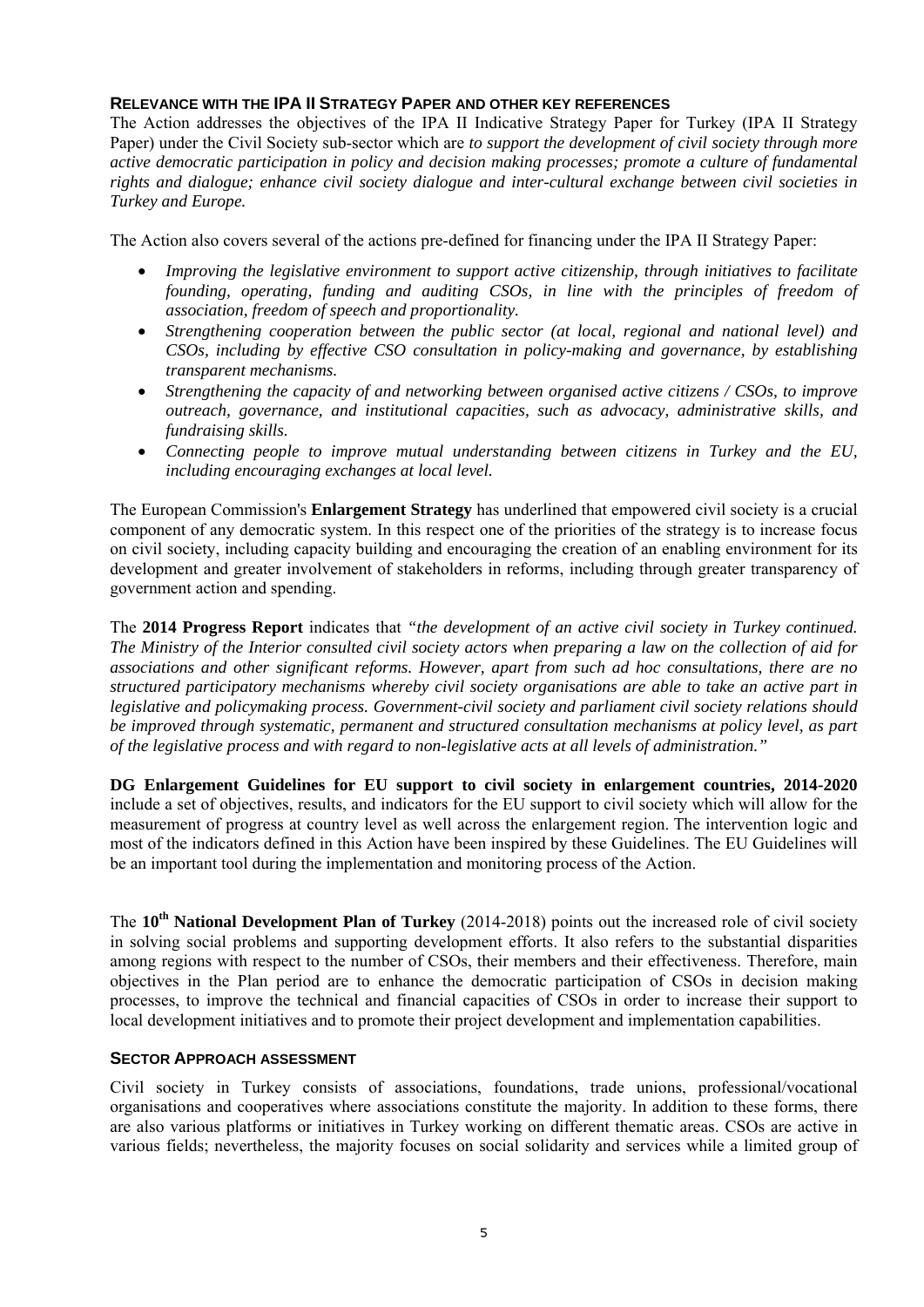### RELEVANCE WITH THE IPA II STRATEGY PAPER AND OTHER KEY REFERENCES

The Action addresses the objectives of the IPA II Indicative Strategy Paper for Turkey (IPA II Strategy Paper) under the Civil Society sub-sector which are *to support the development of civil society through more active democratic participation in policy and decision making processes; promote a culture of fundamental rights and dialogue; enhance civil society dialogue and inter-cultural exchange between civil societies in Turkey and Europe.*

The Action also covers several of the actions pre-defined for financing under the IPA II Strategy Paper:

- *Improving the legislative environment to support active citizenship, through initiatives to facilitate founding, operating, funding and auditing CSOs, in line with the principles of freedom of association, freedom of speech and proportionality.*
- *Strengthening cooperation between the public sector (at local, regional and national level) and CSOs, including by effective CSO consultation in policy-making and governance, by establishing transparent mechanisms.*
- *Strengthening the capacity of and networking between organised active citizens / CSOs, to improve outreach, governance, and institutional capacities, such as advocacy, administrative skills, and fundraising skills.*
- *Connecting people to improve mutual understanding between citizens in Turkey and the EU, including encouraging exchanges at local level.*

The European Commission's **Enlargement Strategy** has underlined that empowered civil society is a crucial component of any democratic system. In this respect one of the priorities of the strategy is to increase focus on civil society, including capacity building and encouraging the creation of an enabling environment for its development and greater involvement of stakeholders in reforms, including through greater transparency of government action and spending.

The **2014 Progress Report** indicates that *"the development of an active civil society in Turkey continued. The Ministry of the Interior consulted civil society actors when preparing a law on the collection of aid for associations and other significant reforms. However, apart from such ad hoc consultations, there are no structured participatory mechanisms whereby civil society organisations are able to take an active part in legislative and policymaking process. Government-civil society and parliament civil society relations should be improved through systematic, permanent and structured consultation mechanisms at policy level, as part of the legislative process and with regard to non-legislative acts at all levels of administration."*

**DG Enlargement Guidelines for EU support to civil society in enlargement countries, 2014-2020** include a set of objectives, results, and indicators for the EU support to civil society which will allow for the measurement of progress at country level as well across the enlargement region. The intervention logic and most of the indicators defined in this Action have been inspired by these Guidelines. The EU Guidelines will be an important tool during the implementation and monitoring process of the Action.

The **10th National Development Plan of Turkey** (2014-2018) points out the increased role of civil society in solving social problems and supporting development efforts. It also refers to the substantial disparities among regions with respect to the number of CSOs, their members and their effectiveness. Therefore, main objectives in the Plan period are to enhance the democratic participation of CSOs in decision making processes, to improve the technical and financial capacities of CSOs in order to increase their support to local development initiatives and to promote their project development and implementation capabilities.

### SECTOR APPROACH ASSESSMENT

Civil society in Turkey consists of associations, foundations, trade unions, professional/vocational organisations and cooperatives where associations constitute the majority. In addition to these forms, there are also various platforms or initiatives in Turkey working on different thematic areas. CSOs are active in various fields; nevertheless, the majority focuses on social solidarity and services while a limited group of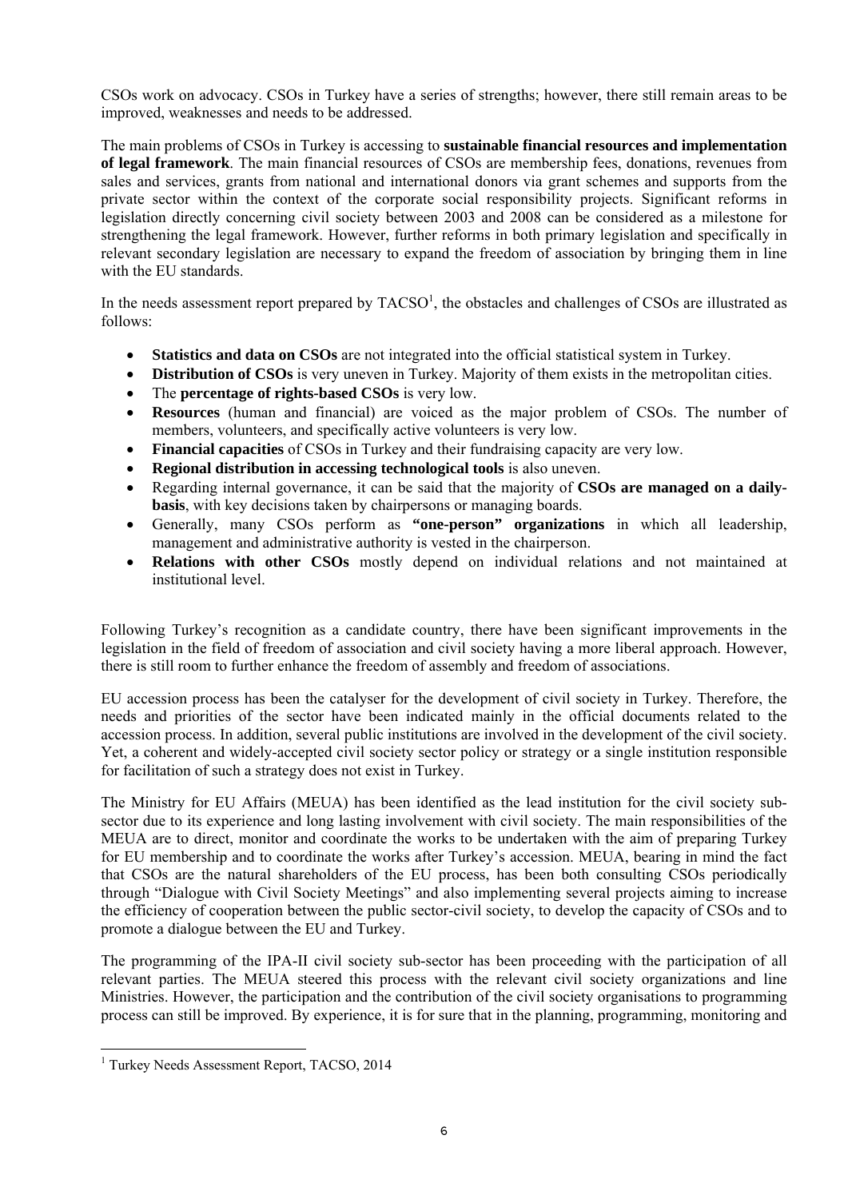CSOs work on advocacy. CSOs in Turkey have a series of strengths; however, there still remain areas to be improved, weaknesses and needs to be addressed.

The main problems of CSOs in Turkey is accessing to **sustainable financial resources and implementation of legal framework**. The main financial resources of CSOs are membership fees, donations, revenues from sales and services, grants from national and international donors via grant schemes and supports from the private sector within the context of the corporate social responsibility projects. Significant reforms in legislation directly concerning civil society between 2003 and 2008 can be considered as a milestone for strengthening the legal framework. However, further reforms in both primary legislation and specifically in relevant secondary legislation are necessary to expand the freedom of association by bringing them in line with the EU standards.

In the needs assessment report prepared by TACSO[1], the obstacles and challenges of CSOs are illustrated as follows:

- **Statistics and data on CSOs** are not integrated into the official statistical system in Turkey.
- **Distribution of CSOs** is very uneven in Turkey. Majority of them exists in the metropolitan cities.
- The **percentage of rights-based CSOs** is very low.
- **Resources** (human and financial) are voiced as the major problem of CSOs. The number of members, volunteers, and specifically active volunteers is very low.
- **Financial capacities** of CSOs in Turkey and their fundraising capacity are very low.
- **Regional distribution in accessing technological tools** is also uneven.
- Regarding internal governance, it can be said that the majority of **CSOs are managed on a daily-basis**, with key decisions taken by chairpersons or managing boards.
- Generally, many CSOs perform as **"one-person" organizations** in which all leadership, management and administrative authority is vested in the chairperson.
- **Relations with other CSOs** mostly depend on individual relations and not maintained at institutional level.

Following Turkey's recognition as a candidate country, there have been significant improvements in the legislation in the field of freedom of association and civil society having a more liberal approach. However, there is still room to further enhance the freedom of assembly and freedom of associations.

EU accession process has been the catalyser for the development of civil society in Turkey. Therefore, the needs and priorities of the sector have been indicated mainly in the official documents related to the accession process. In addition, several public institutions are involved in the development of the civil society. Yet, a coherent and widely-accepted civil society sector policy or strategy or a single institution responsible for facilitation of such a strategy does not exist in Turkey.

The Ministry for EU Affairs (MEUA) has been identified as the lead institution for the civil society sub-sector due to its experience and long lasting involvement with civil society. The main responsibilities of the MEUA are to direct, monitor and coordinate the works to be undertaken with the aim of preparing Turkey for EU membership and to coordinate the works after Turkey's accession. MEUA, bearing in mind the fact that CSOs are the natural shareholders of the EU process, has been both consulting CSOs periodically through "Dialogue with Civil Society Meetings" and also implementing several projects aiming to increase the efficiency of cooperation between the public sector-civil society, to develop the capacity of CSOs and to promote a dialogue between the EU and Turkey.

The programming of the IPA-II civil society sub-sector has been proceeding with the participation of all relevant parties. The MEUA steered this process with the relevant civil society organizations and line Ministries. However, the participation and the contribution of the civil society organisations to programming process can still be improved. By experience, it is for sure that in the planning, programming, monitoring and

[1] Turkey Needs Assessment Report, TACSO, 2014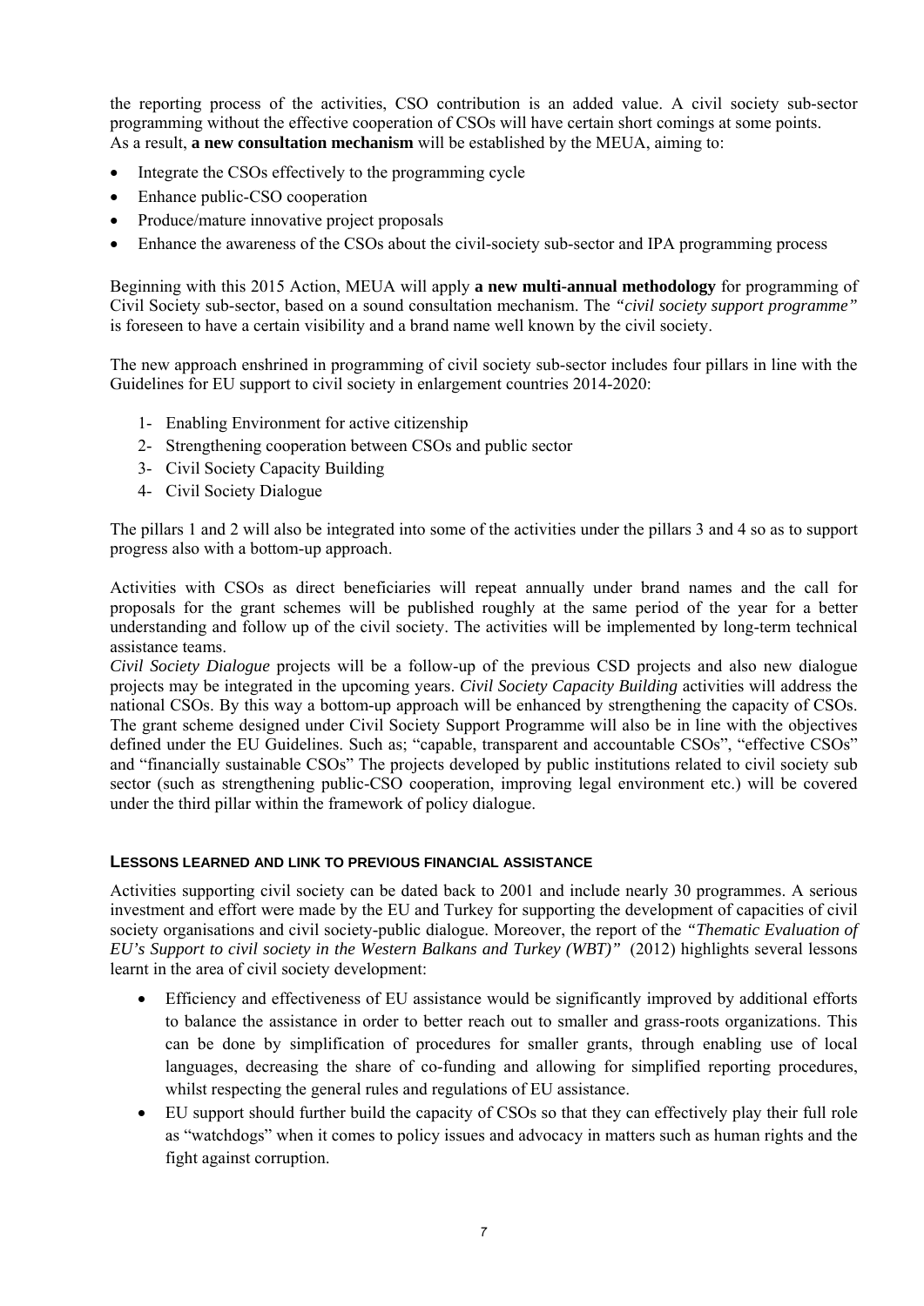the reporting process of the activities, CSO contribution is an added value. A civil society sub-sector programming without the effective cooperation of CSOs will have certain short comings at some points. As a result, **a new consultation mechanism** will be established by the MEUA, aiming to:

- Integrate the CSOs effectively to the programming cycle
- Enhance public-CSO cooperation
- Produce/mature innovative project proposals
- Enhance the awareness of the CSOs about the civil-society sub-sector and IPA programming process

Beginning with this 2015 Action, MEUA will apply **a new multi-annual methodology** for programming of Civil Society sub-sector, based on a sound consultation mechanism. The *"civil society support programme"* is foreseen to have a certain visibility and a brand name well known by the civil society.

The new approach enshrined in programming of civil society sub-sector includes four pillars in line with the Guidelines for EU support to civil society in enlargement countries 2014-2020:

1- Enabling Environment for active citizenship
2- Strengthening cooperation between CSOs and public sector
3- Civil Society Capacity Building
4- Civil Society Dialogue

The pillars 1 and 2 will also be integrated into some of the activities under the pillars 3 and 4 so as to support progress also with a bottom-up approach.

Activities with CSOs as direct beneficiaries will repeat annually under brand names and the call for proposals for the grant schemes will be published roughly at the same period of the year for a better understanding and follow up of the civil society. The activities will be implemented by long-term technical assistance teams.

*Civil Society Dialogue* projects will be a follow-up of the previous CSD projects and also new dialogue projects may be integrated in the upcoming years. *Civil Society Capacity Building* activities will address the national CSOs. By this way a bottom-up approach will be enhanced by strengthening the capacity of CSOs. The grant scheme designed under Civil Society Support Programme will also be in line with the objectives defined under the EU Guidelines. Such as; "capable, transparent and accountable CSOs", "effective CSOs" and "financially sustainable CSOs" The projects developed by public institutions related to civil society sub sector (such as strengthening public-CSO cooperation, improving legal environment etc.) will be covered under the third pillar within the framework of policy dialogue.

#### LESSONS LEARNED AND LINK TO PREVIOUS FINANCIAL ASSISTANCE

Activities supporting civil society can be dated back to 2001 and include nearly 30 programmes. A serious investment and effort were made by the EU and Turkey for supporting the development of capacities of civil society organisations and civil society-public dialogue. Moreover, the report of the *"Thematic Evaluation of EU's Support to civil society in the Western Balkans and Turkey (WBT)"* (2012) highlights several lessons learnt in the area of civil society development:

- Efficiency and effectiveness of EU assistance would be significantly improved by additional efforts to balance the assistance in order to better reach out to smaller and grass-roots organizations. This can be done by simplification of procedures for smaller grants, through enabling use of local languages, decreasing the share of co-funding and allowing for simplified reporting procedures, whilst respecting the general rules and regulations of EU assistance.
- EU support should further build the capacity of CSOs so that they can effectively play their full role as "watchdogs" when it comes to policy issues and advocacy in matters such as human rights and the fight against corruption.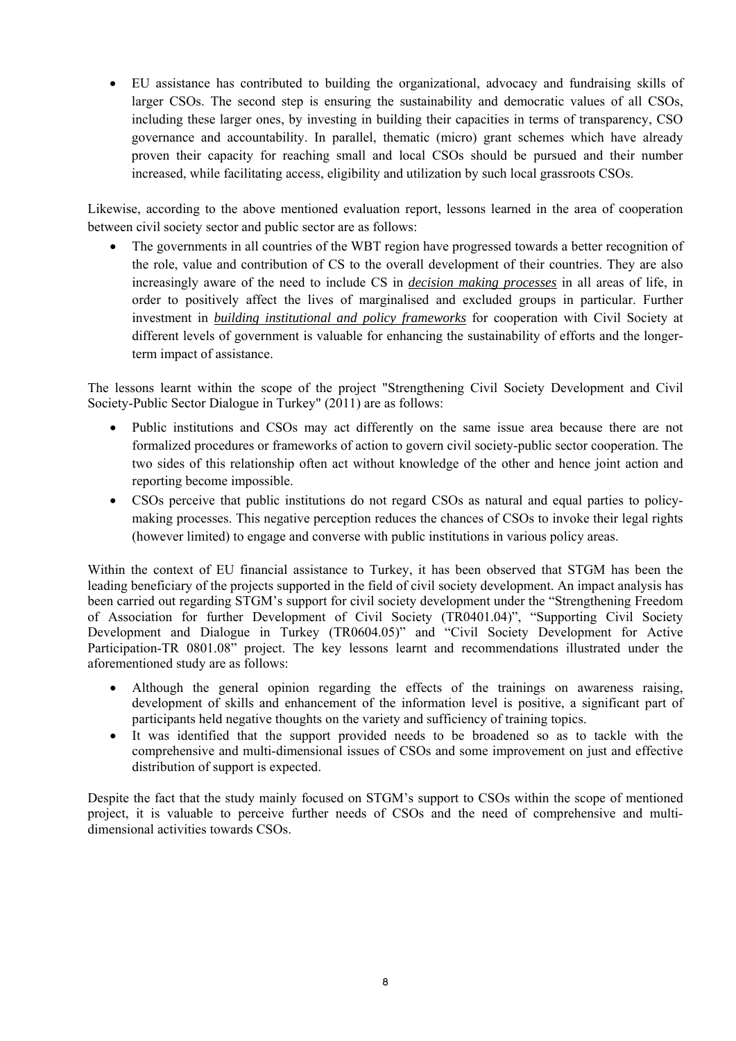- EU assistance has contributed to building the organizational, advocacy and fundraising skills of larger CSOs. The second step is ensuring the sustainability and democratic values of all CSOs, including these larger ones, by investing in building their capacities in terms of transparency, CSO governance and accountability. In parallel, thematic (micro) grant schemes which have already proven their capacity for reaching small and local CSOs should be pursued and their number increased, while facilitating access, eligibility and utilization by such local grassroots CSOs.

Likewise, according to the above mentioned evaluation report, lessons learned in the area of cooperation between civil society sector and public sector are as follows:

- The governments in all countries of the WBT region have progressed towards a better recognition of the role, value and contribution of CS to the overall development of their countries. They are also increasingly aware of the need to include CS in ***decision making processes*** in all areas of life, in order to positively affect the lives of marginalised and excluded groups in particular. Further investment in ***building institutional and policy frameworks*** for cooperation with Civil Society at different levels of government is valuable for enhancing the sustainability of efforts and the longer-term impact of assistance.

The lessons learnt within the scope of the project "Strengthening Civil Society Development and Civil Society-Public Sector Dialogue in Turkey" (2011) are as follows:

- Public institutions and CSOs may act differently on the same issue area because there are not formalized procedures or frameworks of action to govern civil society-public sector cooperation. The two sides of this relationship often act without knowledge of the other and hence joint action and reporting become impossible.
- CSOs perceive that public institutions do not regard CSOs as natural and equal parties to policy-making processes. This negative perception reduces the chances of CSOs to invoke their legal rights (however limited) to engage and converse with public institutions in various policy areas.

Within the context of EU financial assistance to Turkey, it has been observed that STGM has been the leading beneficiary of the projects supported in the field of civil society development. An impact analysis has been carried out regarding STGM's support for civil society development under the "Strengthening Freedom of Association for further Development of Civil Society (TR0401.04)", "Supporting Civil Society Development and Dialogue in Turkey (TR0604.05)" and "Civil Society Development for Active Participation-TR 0801.08" project. The key lessons learnt and recommendations illustrated under the aforementioned study are as follows:

- Although the general opinion regarding the effects of the trainings on awareness raising, development of skills and enhancement of the information level is positive, a significant part of participants held negative thoughts on the variety and sufficiency of training topics.
- It was identified that the support provided needs to be broadened so as to tackle with the comprehensive and multi-dimensional issues of CSOs and some improvement on just and effective distribution of support is expected.

Despite the fact that the study mainly focused on STGM's support to CSOs within the scope of mentioned project, it is valuable to perceive further needs of CSOs and the need of comprehensive and multi-dimensional activities towards CSOs.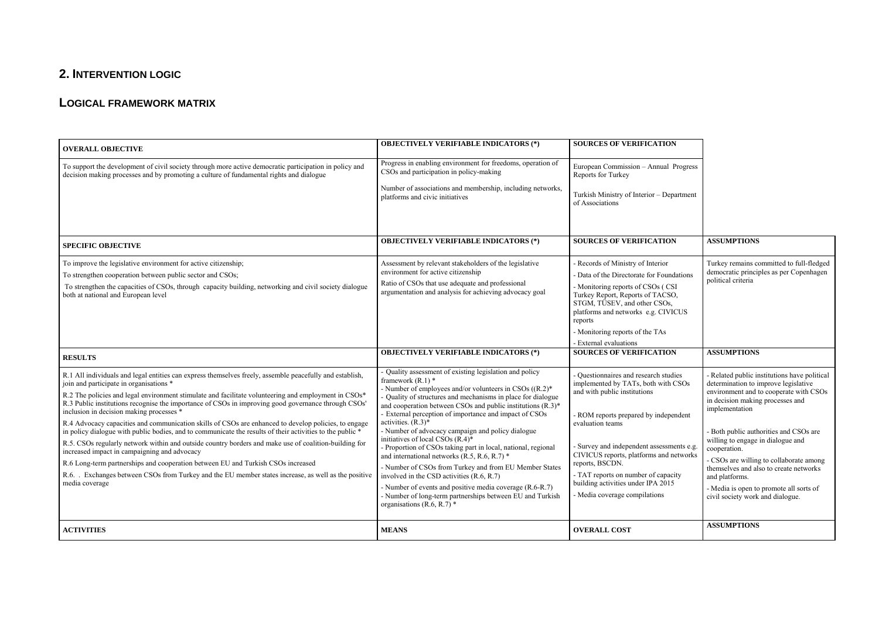## 2. Intervention Logic

## Logical Framework Matrix

| OVERALL OBJECTIVE | OBJECTIVELY VERIFIABLE INDICATORS (*) | SOURCES OF VERIFICATION | |
|---|---|---|---|
| To support the development of civil society through more active democratic participation in policy and decision making processes and by promoting a culture of fundamental rights and dialogue | Progress in enabling environment for freedoms, operation of CSOs and participation in policy-making<br><br>Number of associations and membership, including networks, platforms and civic initiatives | European Commission – Annual Progress Reports for Turkey<br><br>Turkish Ministry of Interior – Department of Associations | |
| **SPECIFIC OBJECTIVE** | **OBJECTIVELY VERIFIABLE INDICATORS (*)** | **SOURCES OF VERIFICATION** | **ASSUMPTIONS** |
| To improve the legislative environment for active citizenship;<br>To strengthen cooperation between public sector and CSOs;<br>To strengthen the capacities of CSOs, through capacity building, networking and civil society dialogue both at national and European level | Assessment by relevant stakeholders of the legislative environment for active citizenship<br>Ratio of CSOs that use adequate and professional argumentation and analysis for achieving advocacy goal | - Records of Ministry of Interior<br>- Data of the Directorate for Foundations<br>- Monitoring reports of CSOs ( CSI Turkey Report, Reports of TACSO, STGM, TÜSEV, and other CSOs, platforms and networks e.g. CIVICUS reports<br>- Monitoring reports of the TAs<br>- External evaluations | Turkey remains committed to full-fledged democratic principles as per Copenhagen political criteria |
| **RESULTS** | **OBJECTIVELY VERIFIABLE INDICATORS (*)** | **SOURCES OF VERIFICATION** | **ASSUMPTIONS** |
| R.1 All individuals and legal entities can express themselves freely, assemble peacefully and establish, join and participate in organisations *<br>R.2 The policies and legal environment stimulate and facilitate volunteering and employment in CSOs*<br>R.3 Public institutions recognise the importance of CSOs in improving good governance through CSOs' inclusion in decision making processes *<br>R.4 Advocacy capacities and communication skills of CSOs are enhanced to develop policies, to engage in policy dialogue with public bodies, and to communicate the results of their activities to the public *<br>R.5. CSOs regularly network within and outside country borders and make use of coalition-building for increased impact in campaigning and advocacy<br>R.6 Long-term partnerships and cooperation between EU and Turkish CSOs increased<br>R.6. . Exchanges between CSOs from Turkey and the EU member states increase, as well as the positive media coverage | - Quality assessment of existing legislation and policy framework (R.1) *<br>- Number of employees and/or volunteers in CSOs ((R.2)*<br>- Quality of structures and mechanisms in place for dialogue and cooperation between CSOs and public institutions (R.3)*<br>- External perception of importance and impact of CSOs activities. (R.3)*<br>- Number of advocacy campaign and policy dialogue initiatives of local CSOs (R.4)*<br>- Proportion of CSOs taking part in local, national, regional and international networks (R.5, R.6, R.7) *<br>- Number of CSOs from Turkey and from EU Member States involved in the CSD activities (R.6, R.7)<br>- Number of events and positive media coverage (R.6-R.7)<br>- Number of long-term partnerships between EU and Turkish organisations (R.6, R.7) * | - Questionnaires and research studies implemented by TATs, both with CSOs and with public institutions<br><br>- ROM reports prepared by independent evaluation teams<br><br>- Survey and independent assessments e.g. CIVICUS reports, platforms and networks reports, BSCDN.<br>- TAT reports on number of capacity building activities under IPA 2015<br>- Media coverage compilations | - Related public institutions have political determination to improve legislative environment and to cooperate with CSOs in decision making processes and implementation<br><br>- Both public authorities and CSOs are willing to engage in dialogue and cooperation.<br>- CSOs are willing to collaborate among themselves and also to create networks and platforms.<br>- Media is open to promote all sorts of civil society work and dialogue. |
| **ACTIVITIES** | **MEANS** | **OVERALL COST** | **ASSUMPTIONS** |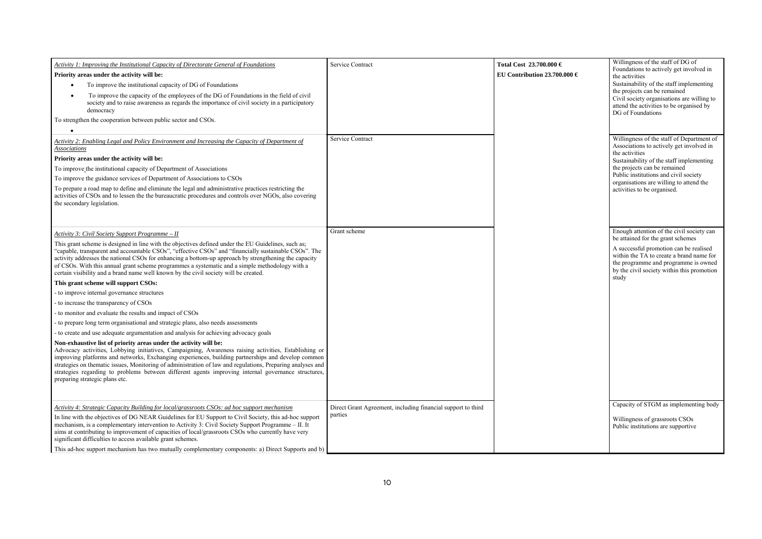| | | | |
|---|---|---|---|
| *Activity 1: Improving the Institutional Capacity of Directorate General of Foundations*<br>**Priority areas under the activity will be:**<br>• To improve the institutional capacity of DG of Foundations<br>• To improve the capacity of the employees of the DG of Foundations in the field of civil society and to raise awareness as regards the importance of civil society in a participatory democracy<br>To strengthen the cooperation between public sector and CSOs.<br>• | Service Contract | **Total Cost 23.700.000 €**<br>**EU Contribution 23.700.000 €** | Willingness of the staff of DG of Foundations to actively get involved in the activities<br>Sustainability of the staff implementing the projects can be remained<br>Civil society organisations are willing to attend the activities to be organised by DG of Foundations |
| *Activity 2: Enabling Legal and Policy Environment and Increasing the Capacity of Department of Associations*<br>**Priority areas under the activity will be:**<br>To improve the institutional capacity of Department of Associations<br>To improve the guidance services of Department of Associations to CSOs<br>To prepare a road map to define and eliminate the legal and administrative practices restricting the activities of CSOs and to lessen the the bureaucratic procedures and controls over NGOs, also covering the secondary legislation. | Service Contract | | Willingness of the staff of Department of Associations to actively get involved in the activities<br>Sustainability of the staff implementing the projects can be remained<br>Public institutions and civil society organisations are willing to attend the activities to be organised. |
| *Activity 3: Civil Society Support Programme – II*<br>This grant scheme is designed in line with the objectives defined under the EU Guidelines, such as; "capable, transparent and accountable CSOs", "effective CSOs" and "financially sustainable CSOs". The activity addresses the national CSOs for enhancing a bottom-up approach by strengthening the capacity of CSOs. With this annual grant scheme programmes a systematic and a simple methodology with a certain visibility and a brand name well known by the civil society will be created.<br>**This grant scheme will support CSOs:**<br>- to improve internal governance structures<br>- to increase the transparency of CSOs<br>- to monitor and evaluate the results and impact of CSOs<br>- to prepare long term organisational and strategic plans, also needs assessments<br>- to create and use adequate argumentation and analysis for achieving advocacy goals<br>**Non-exhaustive list of priority areas under the activity will be:**<br>Advocacy activities, Lobbying initiatives, Campaigning, Awareness raising activities, Establishing or improving platforms and networks, Exchanging experiences, building partnerships and develop common strategies on thematic issues, Monitoring of administration of law and regulations, Preparing analyses and strategies regarding to problems between different agents improving internal governance structures, preparing strategic plans etc. | Grant scheme | | Enough attention of the civil society can be attained for the grant schemes<br>A successful promotion can be realised within the TA to create a brand name for the programme and programme is owned by the civil society within this promotion study |
| *Activity 4: Strategic Capacity Building for local/grassroots CSOs: ad hoc support mechanism*<br>In line with the objectives of DG NEAR Guidelines for EU Support to Civil Society, this ad-hoc support mechanism, is a complementary intervention to Activity 3: Civil Society Support Programme – II. It aims at contributing to improvement of capacities of local/grassroots CSOs who currently have very significant difficulties to access available grant schemes.<br>This ad-hoc support mechanism has two mutually complementary components: a) Direct Supports and b) | Direct Grant Agreement, including financial support to third parties | | Capacity of STGM as implementing body<br>Willingness of grassroots CSOs<br>Public institutions are supportive |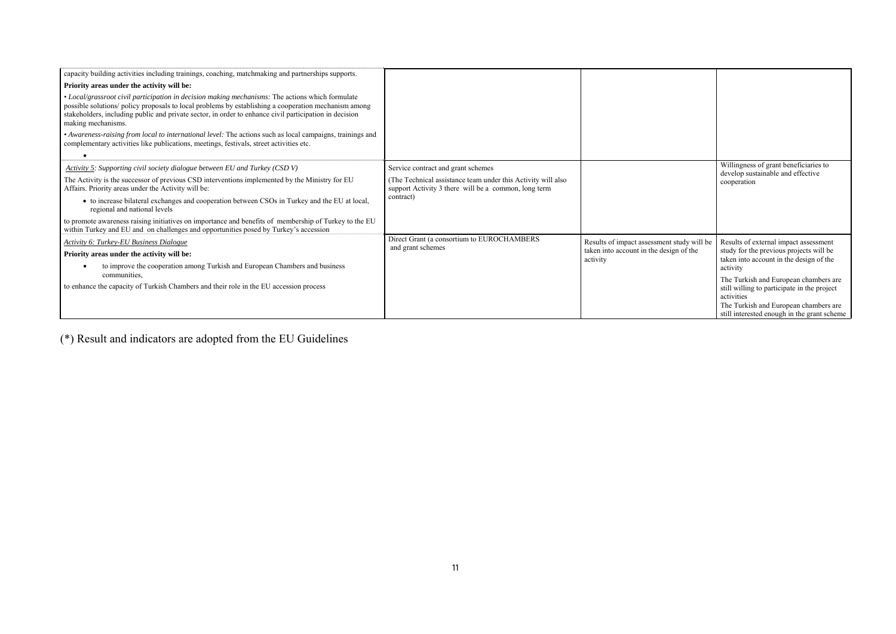| | | | |
|---|---|---|---|
| capacity building activities including trainings, coaching, matchmaking and partnerships supports.<br>**Priority areas under the activity will be:**<br>• *Local/grassroot civil participation in decision making mechanisms:* The actions which formulate possible solutions/ policy proposals to local problems by establishing a cooperation mechanism among stakeholders, including public and private sector, in order to enhance civil participation in decision making mechanisms.<br>• *Awareness-raising from local to international level:* The actions such as local campaigns, trainings and complementary activities like publications, meetings, festivals, street activities etc.<br>• | | | |
| *Activity 5: Supporting civil society dialogue between EU and Turkey (CSD V)*<br>The Activity is the successor of previous CSD interventions implemented by the Ministry for EU Affairs. Priority areas under the Activity will be:<br>• to increase bilateral exchanges and cooperation between CSOs in Turkey and the EU at local, regional and national levels<br>to promote awareness raising initiatives on importance and benefits of membership of Turkey to the EU within Turkey and EU and on challenges and opportunities posed by Turkey's accession | Service contract and grant schemes<br>(The Technical assistance team under this Activity will also support Activity 3 there will be a common, long term contract) | | Willingness of grant beneficiaries to develop sustainable and effective cooperation |
| *Activity 6: Turkey-EU Business Dialogue*<br>**Priority areas under the activity will be:**<br>• to improve the cooperation among Turkish and European Chambers and business communities,<br>to enhance the capacity of Turkish Chambers and their role in the EU accession process | Direct Grant (a consortium to EUROCHAMBERS and grant schemes | Results of impact assessment study will be taken into account in the design of the activity | Results of external impact assessment study for the previous projects will be taken into account in the design of the activity<br>The Turkish and European chambers are still willing to participate in the project activities<br>The Turkish and European chambers are still interested enough in the grant scheme |

(*) Result and indicators are adopted from the EU Guidelines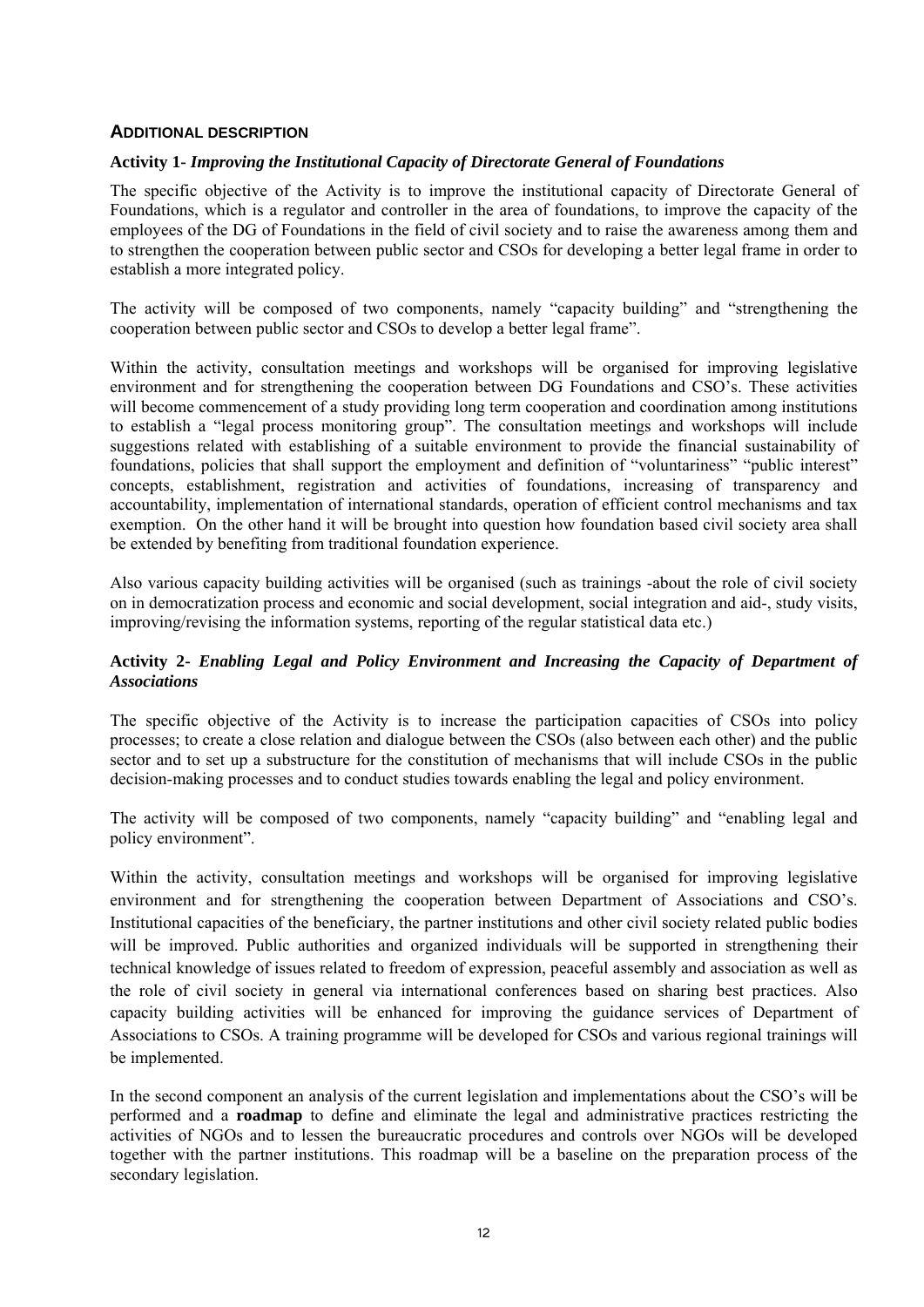## ADDITIONAL DESCRIPTION

**Activity 1-** ***Improving the Institutional Capacity of Directorate General of Foundations***

The specific objective of the Activity is to improve the institutional capacity of Directorate General of Foundations, which is a regulator and controller in the area of foundations, to improve the capacity of the employees of the DG of Foundations in the field of civil society and to raise the awareness among them and to strengthen the cooperation between public sector and CSOs for developing a better legal frame in order to establish a more integrated policy.

The activity will be composed of two components, namely "capacity building" and "strengthening the cooperation between public sector and CSOs to develop a better legal frame".

Within the activity, consultation meetings and workshops will be organised for improving legislative environment and for strengthening the cooperation between DG Foundations and CSO's. These activities will become commencement of a study providing long term cooperation and coordination among institutions to establish a "legal process monitoring group". The consultation meetings and workshops will include suggestions related with establishing of a suitable environment to provide the financial sustainability of foundations, policies that shall support the employment and definition of "voluntariness" "public interest" concepts, establishment, registration and activities of foundations, increasing of transparency and accountability, implementation of international standards, operation of efficient control mechanisms and tax exemption. On the other hand it will be brought into question how foundation based civil society area shall be extended by benefiting from traditional foundation experience.

Also various capacity building activities will be organised (such as trainings -about the role of civil society on in democratization process and economic and social development, social integration and aid-, study visits, improving/revising the information systems, reporting of the regular statistical data etc.)

**Activity 2-** ***Enabling Legal and Policy Environment and Increasing the Capacity of Department of Associations***

The specific objective of the Activity is to increase the participation capacities of CSOs into policy processes; to create a close relation and dialogue between the CSOs (also between each other) and the public sector and to set up a substructure for the constitution of mechanisms that will include CSOs in the public decision-making processes and to conduct studies towards enabling the legal and policy environment.

The activity will be composed of two components, namely "capacity building" and "enabling legal and policy environment".

Within the activity, consultation meetings and workshops will be organised for improving legislative environment and for strengthening the cooperation between Department of Associations and CSO's. Institutional capacities of the beneficiary, the partner institutions and other civil society related public bodies will be improved. Public authorities and organized individuals will be supported in strengthening their technical knowledge of issues related to freedom of expression, peaceful assembly and association as well as the role of civil society in general via international conferences based on sharing best practices. Also capacity building activities will be enhanced for improving the guidance services of Department of Associations to CSOs. A training programme will be developed for CSOs and various regional trainings will be implemented.

In the second component an analysis of the current legislation and implementations about the CSO's will be performed and a **roadmap** to define and eliminate the legal and administrative practices restricting the activities of NGOs and to lessen the bureaucratic procedures and controls over NGOs will be developed together with the partner institutions. This roadmap will be a baseline on the preparation process of the secondary legislation.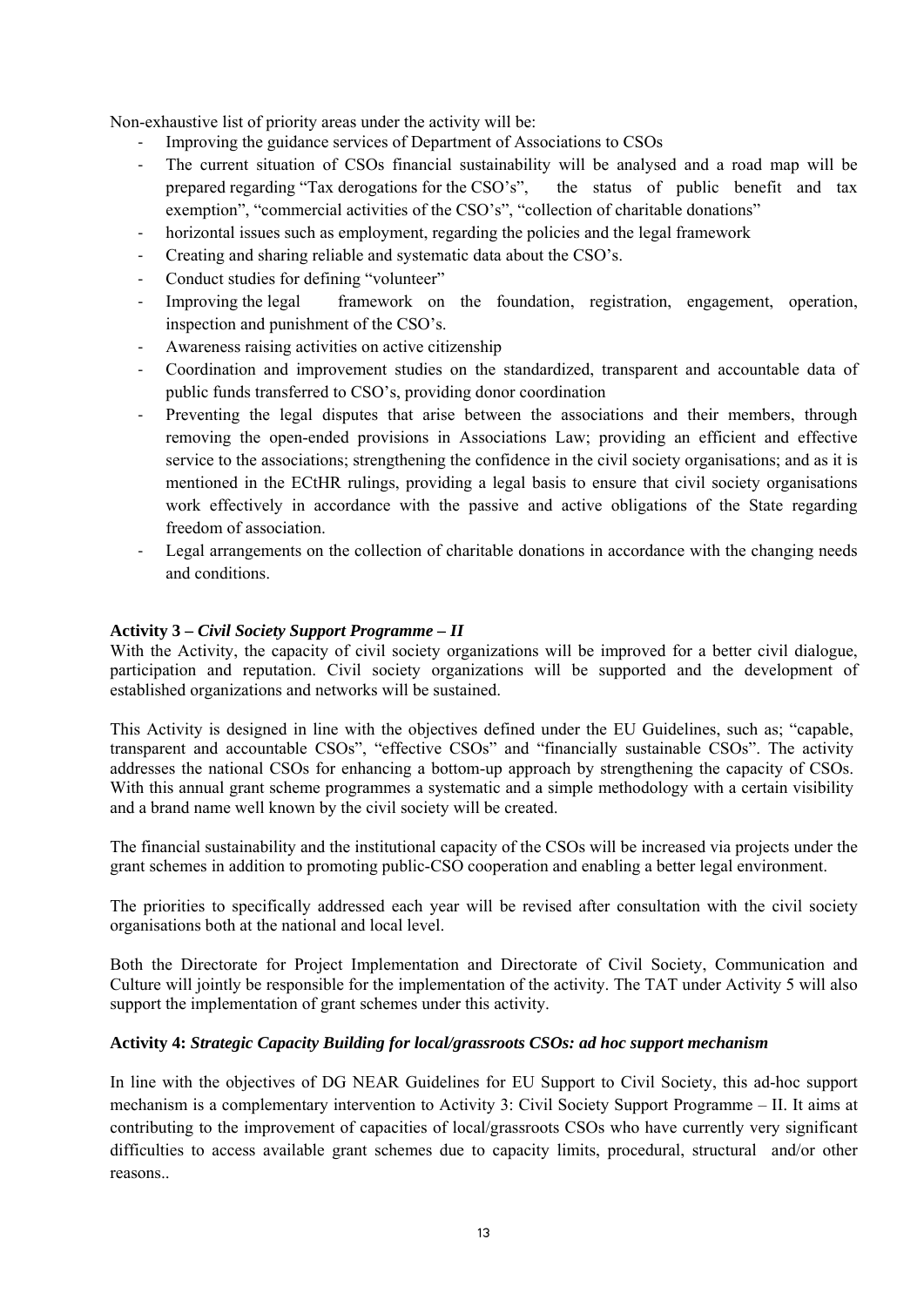Non-exhaustive list of priority areas under the activity will be:

- Improving the guidance services of Department of Associations to CSOs
- The current situation of CSOs financial sustainability will be analysed and a road map will be prepared regarding "Tax derogations for the CSO's", the status of public benefit and tax exemption", "commercial activities of the CSO's", "collection of charitable donations"
- horizontal issues such as employment, regarding the policies and the legal framework
- Creating and sharing reliable and systematic data about the CSO's.
- Conduct studies for defining "volunteer"
- Improving the legal framework on the foundation, registration, engagement, operation, inspection and punishment of the CSO's.
- Awareness raising activities on active citizenship
- Coordination and improvement studies on the standardized, transparent and accountable data of public funds transferred to CSO's, providing donor coordination
- Preventing the legal disputes that arise between the associations and their members, through removing the open-ended provisions in Associations Law; providing an efficient and effective service to the associations; strengthening the confidence in the civil society organisations; and as it is mentioned in the ECtHR rulings, providing a legal basis to ensure that civil society organisations work effectively in accordance with the passive and active obligations of the State regarding freedom of association.
- Legal arrangements on the collection of charitable donations in accordance with the changing needs and conditions.

**Activity 3 – *Civil Society Support Programme – II***

With the Activity, the capacity of civil society organizations will be improved for a better civil dialogue, participation and reputation. Civil society organizations will be supported and the development of established organizations and networks will be sustained.

This Activity is designed in line with the objectives defined under the EU Guidelines, such as; "capable, transparent and accountable CSOs", "effective CSOs" and "financially sustainable CSOs". The activity addresses the national CSOs for enhancing a bottom-up approach by strengthening the capacity of CSOs. With this annual grant scheme programmes a systematic and a simple methodology with a certain visibility and a brand name well known by the civil society will be created.

The financial sustainability and the institutional capacity of the CSOs will be increased via projects under the grant schemes in addition to promoting public-CSO cooperation and enabling a better legal environment.

The priorities to specifically addressed each year will be revised after consultation with the civil society organisations both at the national and local level.

Both the Directorate for Project Implementation and Directorate of Civil Society, Communication and Culture will jointly be responsible for the implementation of the activity. The TAT under Activity 5 will also support the implementation of grant schemes under this activity.

**Activity 4: *Strategic Capacity Building for local/grassroots CSOs: ad hoc support mechanism***

In line with the objectives of DG NEAR Guidelines for EU Support to Civil Society, this ad-hoc support mechanism is a complementary intervention to Activity 3: Civil Society Support Programme – II. It aims at contributing to the improvement of capacities of local/grassroots CSOs who have currently very significant difficulties to access available grant schemes due to capacity limits, procedural, structural and/or other reasons..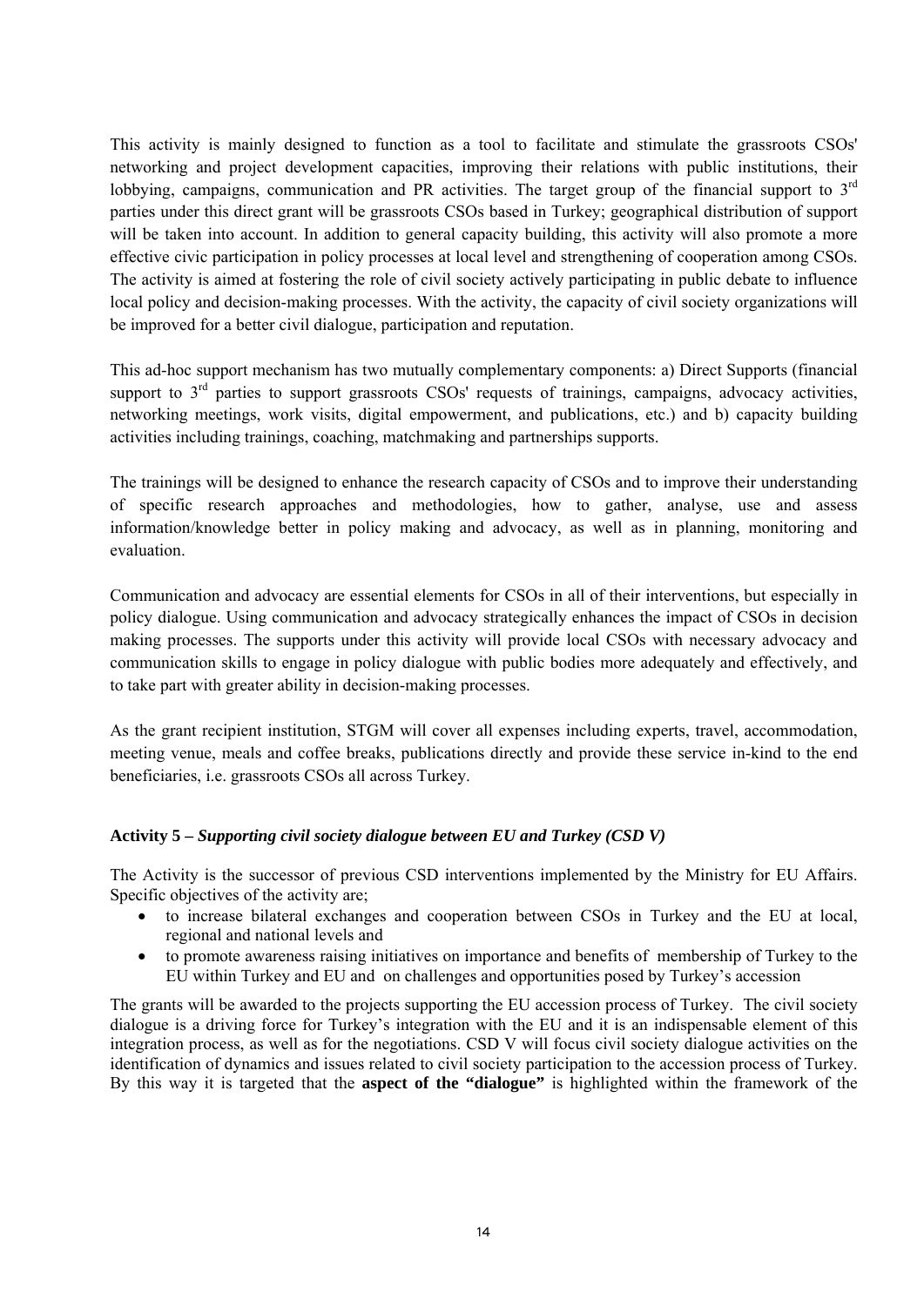This activity is mainly designed to function as a tool to facilitate and stimulate the grassroots CSOs' networking and project development capacities, improving their relations with public institutions, their lobbying, campaigns, communication and PR activities. The target group of the financial support to 3rd parties under this direct grant will be grassroots CSOs based in Turkey; geographical distribution of support will be taken into account. In addition to general capacity building, this activity will also promote a more effective civic participation in policy processes at local level and strengthening of cooperation among CSOs. The activity is aimed at fostering the role of civil society actively participating in public debate to influence local policy and decision-making processes. With the activity, the capacity of civil society organizations will be improved for a better civil dialogue, participation and reputation.

This ad-hoc support mechanism has two mutually complementary components: a) Direct Supports (financial support to 3rd parties to support grassroots CSOs' requests of trainings, campaigns, advocacy activities, networking meetings, work visits, digital empowerment, and publications, etc.) and b) capacity building activities including trainings, coaching, matchmaking and partnerships supports.

The trainings will be designed to enhance the research capacity of CSOs and to improve their understanding of specific research approaches and methodologies, how to gather, analyse, use and assess information/knowledge better in policy making and advocacy, as well as in planning, monitoring and evaluation.

Communication and advocacy are essential elements for CSOs in all of their interventions, but especially in policy dialogue. Using communication and advocacy strategically enhances the impact of CSOs in decision making processes. The supports under this activity will provide local CSOs with necessary advocacy and communication skills to engage in policy dialogue with public bodies more adequately and effectively, and to take part with greater ability in decision-making processes.

As the grant recipient institution, STGM will cover all expenses including experts, travel, accommodation, meeting venue, meals and coffee breaks, publications directly and provide these service in-kind to the end beneficiaries, i.e. grassroots CSOs all across Turkey.

**Activity 5 – *Supporting civil society dialogue between EU and Turkey (CSD V)***

The Activity is the successor of previous CSD interventions implemented by the Ministry for EU Affairs. Specific objectives of the activity are;

- to increase bilateral exchanges and cooperation between CSOs in Turkey and the EU at local, regional and national levels and
- to promote awareness raising initiatives on importance and benefits of membership of Turkey to the EU within Turkey and EU and on challenges and opportunities posed by Turkey's accession

The grants will be awarded to the projects supporting the EU accession process of Turkey. The civil society dialogue is a driving force for Turkey's integration with the EU and it is an indispensable element of this integration process, as well as for the negotiations. CSD V will focus civil society dialogue activities on the identification of dynamics and issues related to civil society participation to the accession process of Turkey. By this way it is targeted that the **aspect of the "dialogue"** is highlighted within the framework of the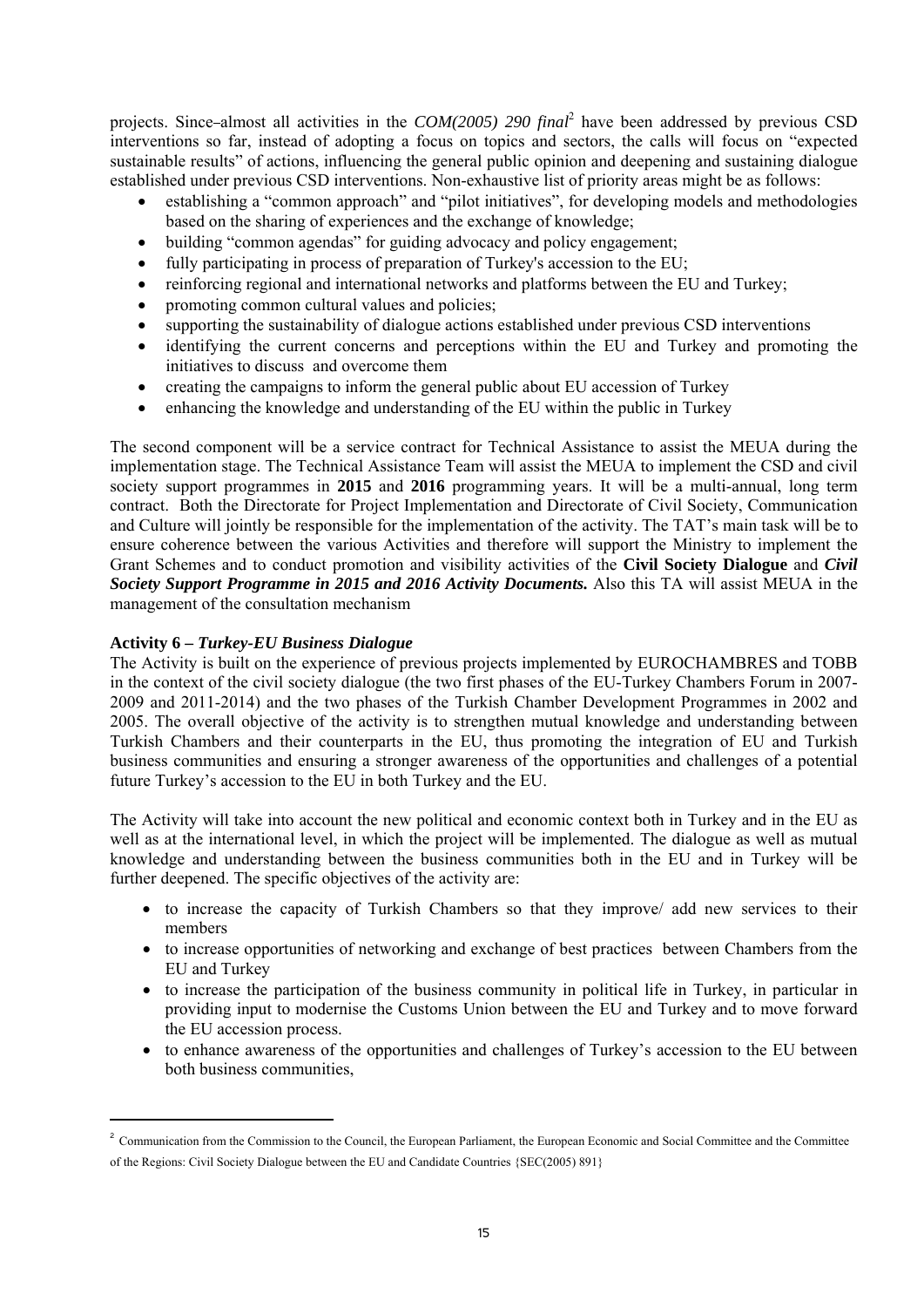projects. Since–almost all activities in the *COM(2005) 290 final*[2] have been addressed by previous CSD interventions so far, instead of adopting a focus on topics and sectors, the calls will focus on "expected sustainable results" of actions, influencing the general public opinion and deepening and sustaining dialogue established under previous CSD interventions. Non-exhaustive list of priority areas might be as follows:

- establishing a "common approach" and "pilot initiatives", for developing models and methodologies based on the sharing of experiences and the exchange of knowledge;
- building "common agendas" for guiding advocacy and policy engagement;
- fully participating in process of preparation of Turkey's accession to the EU;
- reinforcing regional and international networks and platforms between the EU and Turkey;
- promoting common cultural values and policies;
- supporting the sustainability of dialogue actions established under previous CSD interventions
- identifying the current concerns and perceptions within the EU and Turkey and promoting the initiatives to discuss and overcome them
- creating the campaigns to inform the general public about EU accession of Turkey
- enhancing the knowledge and understanding of the EU within the public in Turkey

The second component will be a service contract for Technical Assistance to assist the MEUA during the implementation stage. The Technical Assistance Team will assist the MEUA to implement the CSD and civil society support programmes in **2015** and **2016** programming years. It will be a multi-annual, long term contract. Both the Directorate for Project Implementation and Directorate of Civil Society, Communication and Culture will jointly be responsible for the implementation of the activity. The TAT's main task will be to ensure coherence between the various Activities and therefore will support the Ministry to implement the Grant Schemes and to conduct promotion and visibility activities of the **Civil Society Dialogue** and ***Civil Society Support Programme in 2015 and 2016 Activity Documents.*** Also this TA will assist MEUA in the management of the consultation mechanism

**Activity 6 – *Turkey-EU Business Dialogue***

The Activity is built on the experience of previous projects implemented by EUROCHAMBRES and TOBB in the context of the civil society dialogue (the two first phases of the EU-Turkey Chambers Forum in 2007-2009 and 2011-2014) and the two phases of the Turkish Chamber Development Programmes in 2002 and 2005. The overall objective of the activity is to strengthen mutual knowledge and understanding between Turkish Chambers and their counterparts in the EU, thus promoting the integration of EU and Turkish business communities and ensuring a stronger awareness of the opportunities and challenges of a potential future Turkey's accession to the EU in both Turkey and the EU.

The Activity will take into account the new political and economic context both in Turkey and in the EU as well as at the international level, in which the project will be implemented. The dialogue as well as mutual knowledge and understanding between the business communities both in the EU and in Turkey will be further deepened. The specific objectives of the activity are:

- to increase the capacity of Turkish Chambers so that they improve/ add new services to their members
- to increase opportunities of networking and exchange of best practices between Chambers from the EU and Turkey
- to increase the participation of the business community in political life in Turkey, in particular in providing input to modernise the Customs Union between the EU and Turkey and to move forward the EU accession process.
- to enhance awareness of the opportunities and challenges of Turkey's accession to the EU between both business communities,

---

[2] Communication from the Commission to the Council, the European Parliament, the European Economic and Social Committee and the Committee of the Regions: Civil Society Dialogue between the EU and Candidate Countries {SEC(2005) 891}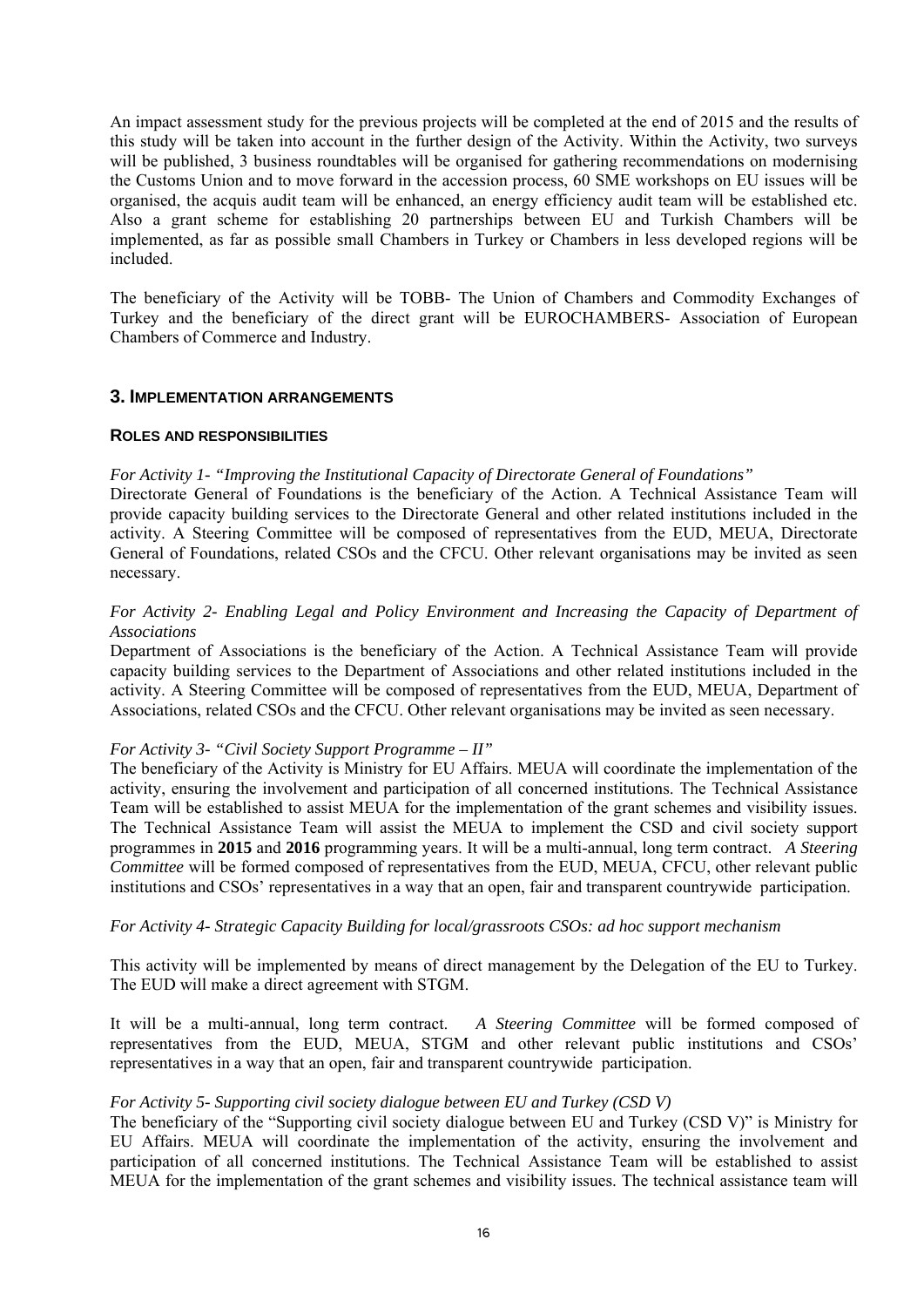An impact assessment study for the previous projects will be completed at the end of 2015 and the results of this study will be taken into account in the further design of the Activity. Within the Activity, two surveys will be published, 3 business roundtables will be organised for gathering recommendations on modernising the Customs Union and to move forward in the accession process, 60 SME workshops on EU issues will be organised, the acquis audit team will be enhanced, an energy efficiency audit team will be established etc. Also a grant scheme for establishing 20 partnerships between EU and Turkish Chambers will be implemented, as far as possible small Chambers in Turkey or Chambers in less developed regions will be included.

The beneficiary of the Activity will be TOBB- The Union of Chambers and Commodity Exchanges of Turkey and the beneficiary of the direct grant will be EUROCHAMBERS- Association of European Chambers of Commerce and Industry.

## 3. IMPLEMENTATION ARRANGEMENTS

### ROLES AND RESPONSIBILITIES

*For Activity 1- "Improving the Institutional Capacity of Directorate General of Foundations"*

Directorate General of Foundations is the beneficiary of the Action. A Technical Assistance Team will provide capacity building services to the Directorate General and other related institutions included in the activity. A Steering Committee will be composed of representatives from the EUD, MEUA, Directorate General of Foundations, related CSOs and the CFCU. Other relevant organisations may be invited as seen necessary.

*For Activity 2- Enabling Legal and Policy Environment and Increasing the Capacity of Department of Associations*

Department of Associations is the beneficiary of the Action. A Technical Assistance Team will provide capacity building services to the Department of Associations and other related institutions included in the activity. A Steering Committee will be composed of representatives from the EUD, MEUA, Department of Associations, related CSOs and the CFCU. Other relevant organisations may be invited as seen necessary.

*For Activity 3- "Civil Society Support Programme – II"*

The beneficiary of the Activity is Ministry for EU Affairs. MEUA will coordinate the implementation of the activity, ensuring the involvement and participation of all concerned institutions. The Technical Assistance Team will be established to assist MEUA for the implementation of the grant schemes and visibility issues. The Technical Assistance Team will assist the MEUA to implement the CSD and civil society support programmes in **2015** and **2016** programming years. It will be a multi-annual, long term contract. *A Steering Committee* will be formed composed of representatives from the EUD, MEUA, CFCU, other relevant public institutions and CSOs' representatives in a way that an open, fair and transparent countrywide participation.

*For Activity 4- Strategic Capacity Building for local/grassroots CSOs: ad hoc support mechanism*

This activity will be implemented by means of direct management by the Delegation of the EU to Turkey. The EUD will make a direct agreement with STGM.

It will be a multi-annual, long term contract. *A Steering Committee* will be formed composed of representatives from the EUD, MEUA, STGM and other relevant public institutions and CSOs' representatives in a way that an open, fair and transparent countrywide participation.

*For Activity 5- Supporting civil society dialogue between EU and Turkey (CSD V)*

The beneficiary of the "Supporting civil society dialogue between EU and Turkey (CSD V)" is Ministry for EU Affairs. MEUA will coordinate the implementation of the activity, ensuring the involvement and participation of all concerned institutions. The Technical Assistance Team will be established to assist MEUA for the implementation of the grant schemes and visibility issues. The technical assistance team will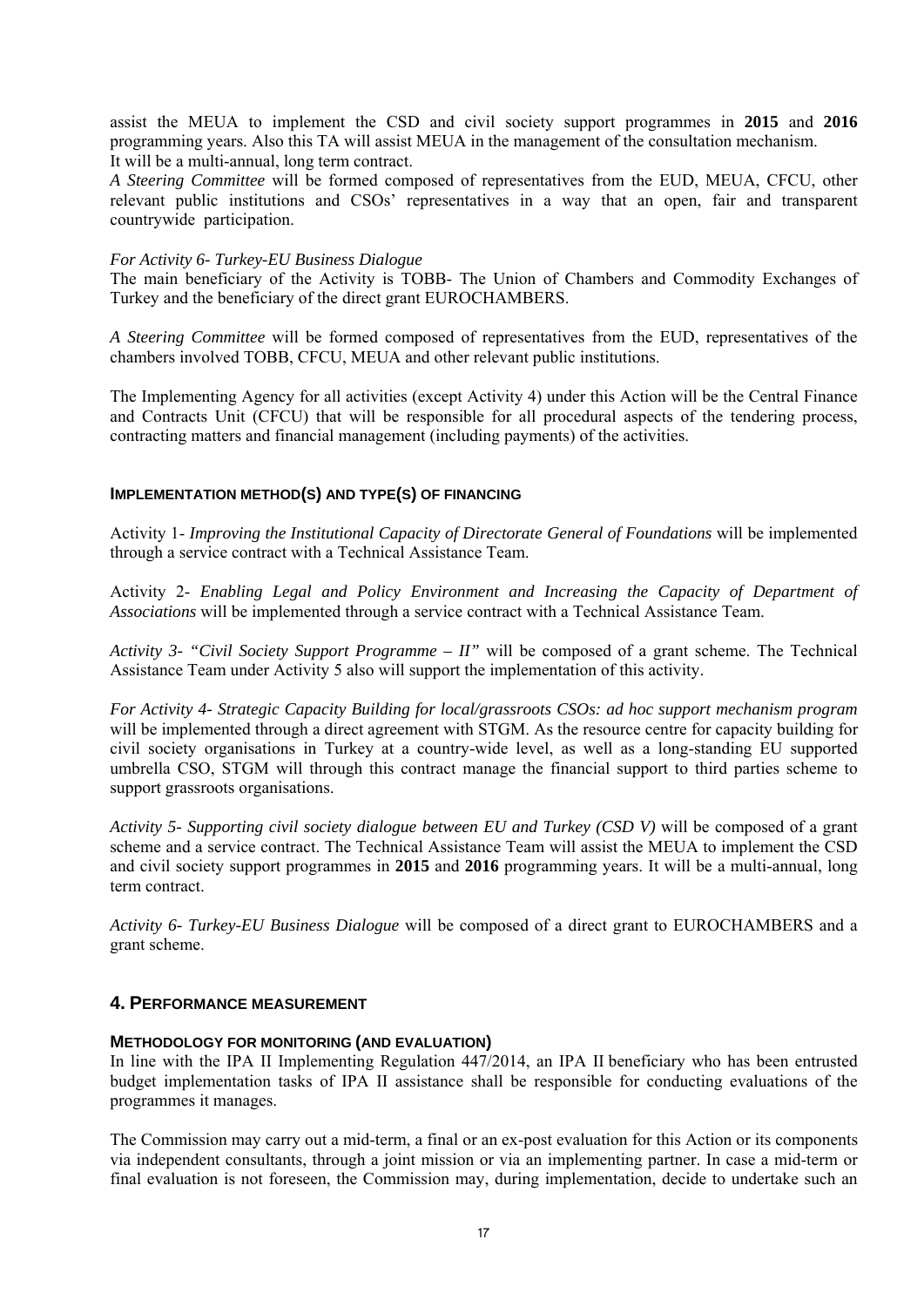assist the MEUA to implement the CSD and civil society support programmes in **2015** and **2016** programming years. Also this TA will assist MEUA in the management of the consultation mechanism.
It will be a multi-annual, long term contract.

*A Steering Committee* will be formed composed of representatives from the EUD, MEUA, CFCU, other relevant public institutions and CSOs' representatives in a way that an open, fair and transparent countrywide participation.

*For Activity 6- Turkey-EU Business Dialogue*

The main beneficiary of the Activity is TOBB- The Union of Chambers and Commodity Exchanges of Turkey and the beneficiary of the direct grant EUROCHAMBERS.

*A Steering Committee* will be formed composed of representatives from the EUD, representatives of the chambers involved TOBB, CFCU, MEUA and other relevant public institutions.

The Implementing Agency for all activities (except Activity 4) under this Action will be the Central Finance and Contracts Unit (CFCU) that will be responsible for all procedural aspects of the tendering process, contracting matters and financial management (including payments) of the activities.

### IMPLEMENTATION METHOD(S) AND TYPE(S) OF FINANCING

Activity 1- *Improving the Institutional Capacity of Directorate General of Foundations* will be implemented through a service contract with a Technical Assistance Team.

Activity 2- *Enabling Legal and Policy Environment and Increasing the Capacity of Department of Associations* will be implemented through a service contract with a Technical Assistance Team.

*Activity 3- "Civil Society Support Programme – II"* will be composed of a grant scheme. The Technical Assistance Team under Activity 5 also will support the implementation of this activity.

*For Activity 4- Strategic Capacity Building for local/grassroots CSOs: ad hoc support mechanism program* will be implemented through a direct agreement with STGM. As the resource centre for capacity building for civil society organisations in Turkey at a country-wide level, as well as a long-standing EU supported umbrella CSO, STGM will through this contract manage the financial support to third parties scheme to support grassroots organisations.

*Activity 5- Supporting civil society dialogue between EU and Turkey (CSD V)* will be composed of a grant scheme and a service contract. The Technical Assistance Team will assist the MEUA to implement the CSD and civil society support programmes in **2015** and **2016** programming years. It will be a multi-annual, long term contract.

*Activity 6- Turkey-EU Business Dialogue* will be composed of a direct grant to EUROCHAMBERS and a grant scheme.

## 4. PERFORMANCE MEASUREMENT

### METHODOLOGY FOR MONITORING (AND EVALUATION)

In line with the IPA II Implementing Regulation 447/2014, an IPA II beneficiary who has been entrusted budget implementation tasks of IPA II assistance shall be responsible for conducting evaluations of the programmes it manages.

The Commission may carry out a mid-term, a final or an ex-post evaluation for this Action or its components via independent consultants, through a joint mission or via an implementing partner. In case a mid-term or final evaluation is not foreseen, the Commission may, during implementation, decide to undertake such an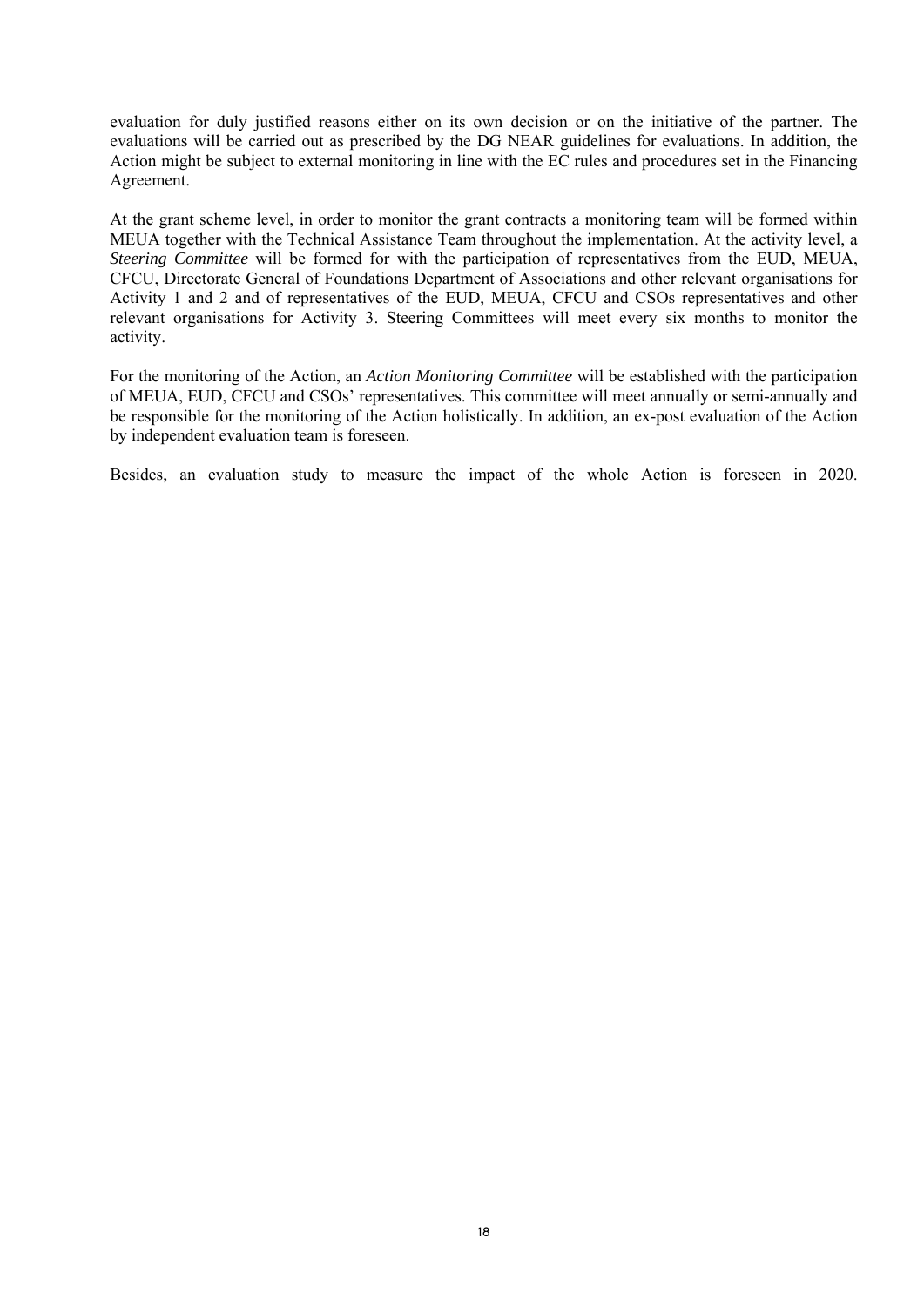evaluation for duly justified reasons either on its own decision or on the initiative of the partner. The evaluations will be carried out as prescribed by the DG NEAR guidelines for evaluations. In addition, the Action might be subject to external monitoring in line with the EC rules and procedures set in the Financing Agreement.

At the grant scheme level, in order to monitor the grant contracts a monitoring team will be formed within MEUA together with the Technical Assistance Team throughout the implementation. At the activity level, a *Steering Committee* will be formed for with the participation of representatives from the EUD, MEUA, CFCU, Directorate General of Foundations Department of Associations and other relevant organisations for Activity 1 and 2 and of representatives of the EUD, MEUA, CFCU and CSOs representatives and other relevant organisations for Activity 3. Steering Committees will meet every six months to monitor the activity.

For the monitoring of the Action, an *Action Monitoring Committee* will be established with the participation of MEUA, EUD, CFCU and CSOs' representatives. This committee will meet annually or semi-annually and be responsible for the monitoring of the Action holistically. In addition, an ex-post evaluation of the Action by independent evaluation team is foreseen.

Besides, an evaluation study to measure the impact of the whole Action is foreseen in 2020.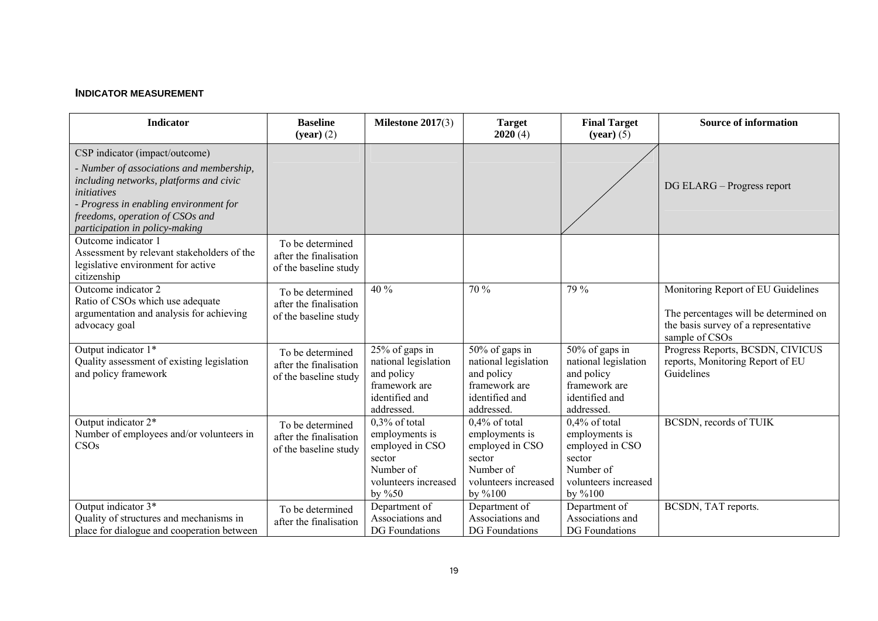**INDICATOR MEASUREMENT**

| Indicator | Baseline (year) (2) | Milestone 2017(3) | Target 2020 (4) | Final Target (year) (5) | Source of information |
|---|---|---|---|---|---|
| CSP indicator (impact/outcome)<br>*- Number of associations and membership, including networks, platforms and civic initiatives*<br>*- Progress in enabling environment for freedoms, operation of CSOs and participation in policy-making* | | | | | DG ELARG – Progress report |
| Outcome indicator 1<br>Assessment by relevant stakeholders of the legislative environment for active citizenship | To be determined after the finalisation of the baseline study | | | | |
| Outcome indicator 2<br>Ratio of CSOs which use adequate argumentation and analysis for achieving advocacy goal | To be determined after the finalisation of the baseline study | 40 % | 70 % | 79 % | Monitoring Report of EU Guidelines<br><br>The percentages will be determined on the basis survey of a representative sample of CSOs |
| Output indicator 1*<br>Quality assessment of existing legislation and policy framework | To be determined after the finalisation of the baseline study | 25% of gaps in national legislation and policy framework are identified and addressed. | 50% of gaps in national legislation and policy framework are identified and addressed. | 50% of gaps in national legislation and policy framework are identified and addressed. | Progress Reports, BCSDN, CIVICUS reports, Monitoring Report of EU Guidelines |
| Output indicator 2*<br>Number of employees and/or volunteers in CSOs | To be determined after the finalisation of the baseline study | 0,3% of total employments is employed in CSO sector<br>Number of volunteers increased by %50 | 0,4% of total employments is employed in CSO sector<br>Number of volunteers increased by %100 | 0,4% of total employments is employed in CSO sector<br>Number of volunteers increased by %100 | BCSDN, records of TUIK |
| Output indicator 3*<br>Quality of structures and mechanisms in place for dialogue and cooperation between | To be determined after the finalisation | Department of Associations and DG Foundations | Department of Associations and DG Foundations | Department of Associations and DG Foundations | BCSDN, TAT reports. |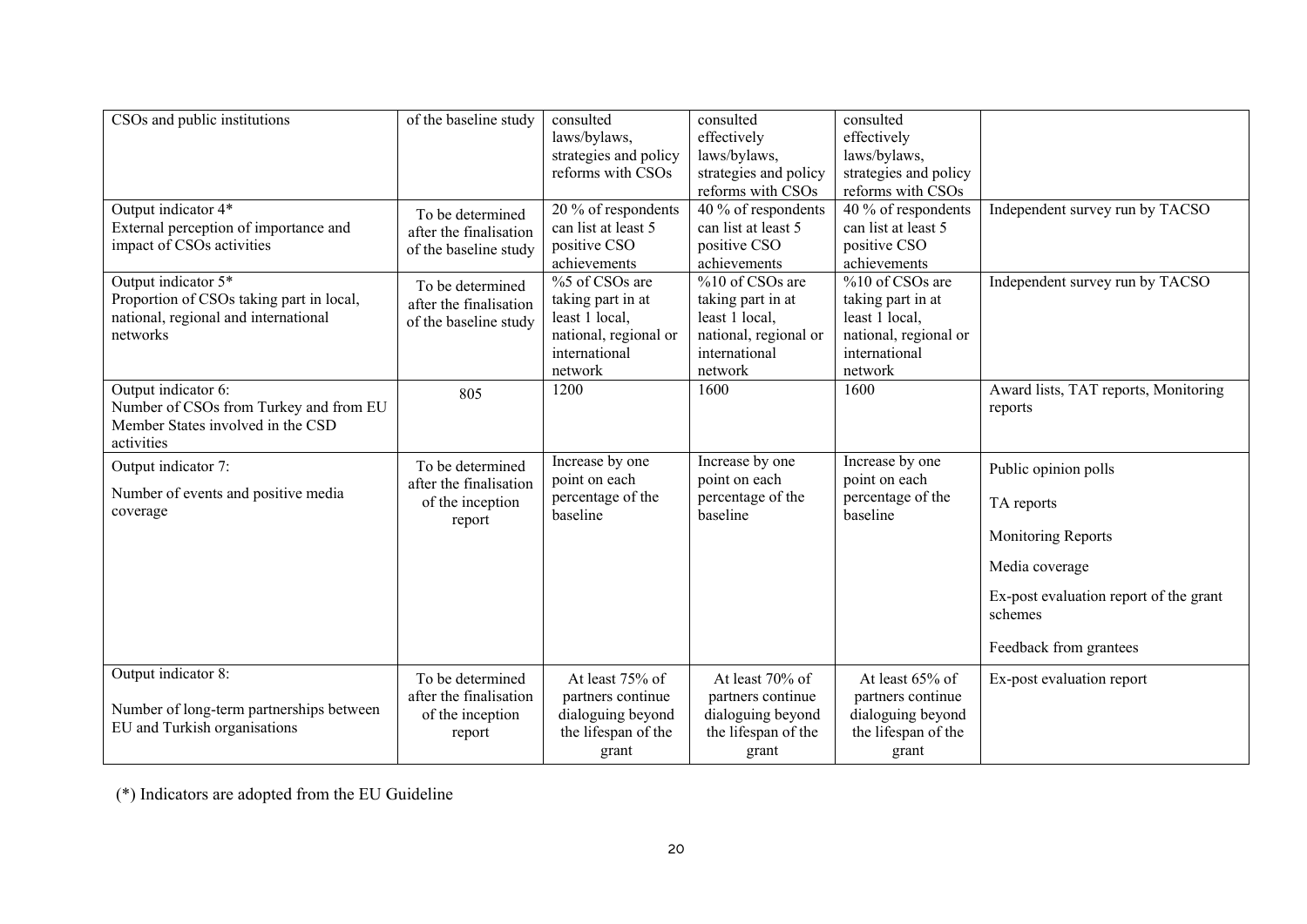| CSOs and public institutions | of the baseline study | consulted laws/bylaws, strategies and policy reforms with CSOs | consulted effectively laws/bylaws, strategies and policy reforms with CSOs | consulted effectively laws/bylaws, strategies and policy reforms with CSOs | |
|---|---|---|---|---|---|
| Output indicator 4* External perception of importance and impact of CSOs activities | To be determined after the finalisation of the baseline study | 20 % of respondents can list at least 5 positive CSO achievements | 40 % of respondents can list at least 5 positive CSO achievements | 40 % of respondents can list at least 5 positive CSO achievements | Independent survey run by TACSO |
| Output indicator 5* Proportion of CSOs taking part in local, national, regional and international networks | To be determined after the finalisation of the baseline study | %5 of CSOs are taking part in at least 1 local, national, regional or international network | %10 of CSOs are taking part in at least 1 local, national, regional or international network | %10 of CSOs are taking part in at least 1 local, national, regional or international network | Independent survey run by TACSO |
| Output indicator 6: Number of CSOs from Turkey and from EU Member States involved in the CSD activities | 805 | 1200 | 1600 | 1600 | Award lists, TAT reports, Monitoring reports |
| Output indicator 7: Number of events and positive media coverage | To be determined after the finalisation of the inception report | Increase by one point on each percentage of the baseline | Increase by one point on each percentage of the baseline | Increase by one point on each percentage of the baseline | Public opinion polls<br>TA reports<br>Monitoring Reports<br>Media coverage<br>Ex-post evaluation report of the grant schemes<br>Feedback from grantees |
| Output indicator 8: Number of long-term partnerships between EU and Turkish organisations | To be determined after the finalisation of the inception report | At least 75% of partners continue dialoguing beyond the lifespan of the grant | At least 70% of partners continue dialoguing beyond the lifespan of the grant | At least 65% of partners continue dialoguing beyond the lifespan of the grant | Ex-post evaluation report |

(*) Indicators are adopted from the EU Guideline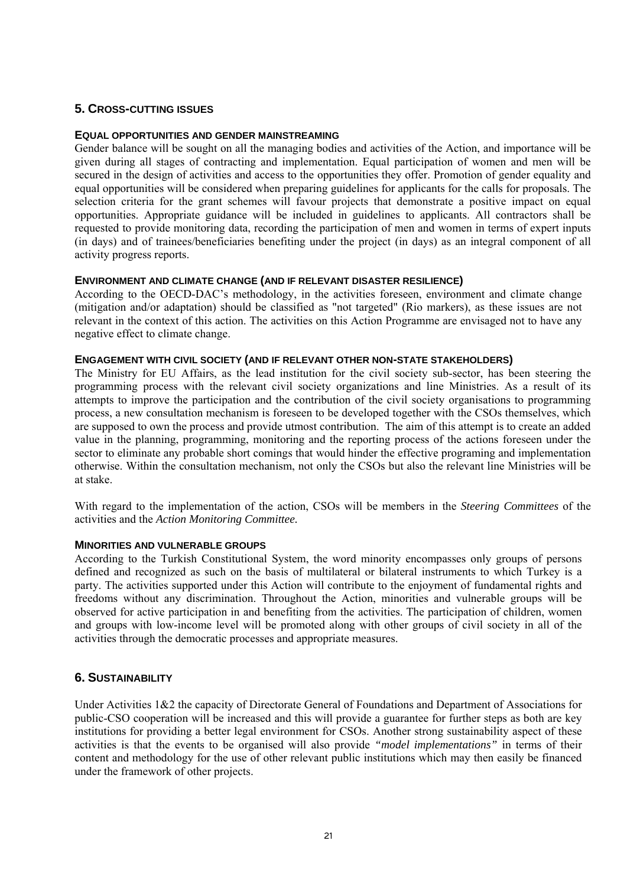## 5. Cross-cutting issues

### Equal opportunities and gender mainstreaming

Gender balance will be sought on all the managing bodies and activities of the Action, and importance will be given during all stages of contracting and implementation. Equal participation of women and men will be secured in the design of activities and access to the opportunities they offer. Promotion of gender equality and equal opportunities will be considered when preparing guidelines for applicants for the calls for proposals. The selection criteria for the grant schemes will favour projects that demonstrate a positive impact on equal opportunities. Appropriate guidance will be included in guidelines to applicants. All contractors shall be requested to provide monitoring data, recording the participation of men and women in terms of expert inputs (in days) and of trainees/beneficiaries benefiting under the project (in days) as an integral component of all activity progress reports.

### Environment and climate change (and if relevant disaster resilience)

According to the OECD-DAC's methodology, in the activities foreseen, environment and climate change (mitigation and/or adaptation) should be classified as "not targeted" (Rio markers), as these issues are not relevant in the context of this action. The activities on this Action Programme are envisaged not to have any negative effect to climate change.

### Engagement with civil society (and if relevant other non-state stakeholders)

The Ministry for EU Affairs, as the lead institution for the civil society sub-sector, has been steering the programming process with the relevant civil society organizations and line Ministries. As a result of its attempts to improve the participation and the contribution of the civil society organisations to programming process, a new consultation mechanism is foreseen to be developed together with the CSOs themselves, which are supposed to own the process and provide utmost contribution. The aim of this attempt is to create an added value in the planning, programming, monitoring and the reporting process of the actions foreseen under the sector to eliminate any probable short comings that would hinder the effective programing and implementation otherwise. Within the consultation mechanism, not only the CSOs but also the relevant line Ministries will be at stake.

With regard to the implementation of the action, CSOs will be members in the *Steering Committees* of the activities and the *Action Monitoring Committee.*

### Minorities and vulnerable groups

According to the Turkish Constitutional System, the word minority encompasses only groups of persons defined and recognized as such on the basis of multilateral or bilateral instruments to which Turkey is a party. The activities supported under this Action will contribute to the enjoyment of fundamental rights and freedoms without any discrimination. Throughout the Action, minorities and vulnerable groups will be observed for active participation in and benefiting from the activities. The participation of children, women and groups with low-income level will be promoted along with other groups of civil society in all of the activities through the democratic processes and appropriate measures.

## 6. Sustainability

Under Activities 1&2 the capacity of Directorate General of Foundations and Department of Associations for public-CSO cooperation will be increased and this will provide a guarantee for further steps as both are key institutions for providing a better legal environment for CSOs. Another strong sustainability aspect of these activities is that the events to be organised will also provide *"model implementations"* in terms of their content and methodology for the use of other relevant public institutions which may then easily be financed under the framework of other projects.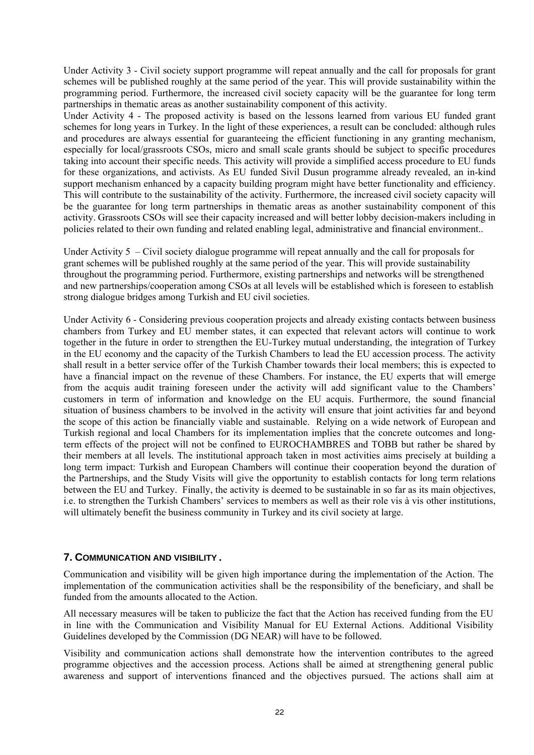Under Activity 3 - Civil society support programme will repeat annually and the call for proposals for grant schemes will be published roughly at the same period of the year. This will provide sustainability within the programming period. Furthermore, the increased civil society capacity will be the guarantee for long term partnerships in thematic areas as another sustainability component of this activity.

Under Activity 4 - The proposed activity is based on the lessons learned from various EU funded grant schemes for long years in Turkey. In the light of these experiences, a result can be concluded: although rules and procedures are always essential for guaranteeing the efficient functioning in any granting mechanism, especially for local/grassroots CSOs, micro and small scale grants should be subject to specific procedures taking into account their specific needs. This activity will provide a simplified access procedure to EU funds for these organizations, and activists. As EU funded Sivil Dusun programme already revealed, an in-kind support mechanism enhanced by a capacity building program might have better functionality and efficiency. This will contribute to the sustainability of the activity. Furthermore, the increased civil society capacity will be the guarantee for long term partnerships in thematic areas as another sustainability component of this activity. Grassroots CSOs will see their capacity increased and will better lobby decision-makers including in policies related to their own funding and related enabling legal, administrative and financial environment..

Under Activity 5 – Civil society dialogue programme will repeat annually and the call for proposals for grant schemes will be published roughly at the same period of the year. This will provide sustainability throughout the programming period. Furthermore, existing partnerships and networks will be strengthened and new partnerships/cooperation among CSOs at all levels will be established which is foreseen to establish strong dialogue bridges among Turkish and EU civil societies.

Under Activity 6 - Considering previous cooperation projects and already existing contacts between business chambers from Turkey and EU member states, it can expected that relevant actors will continue to work together in the future in order to strengthen the EU-Turkey mutual understanding, the integration of Turkey in the EU economy and the capacity of the Turkish Chambers to lead the EU accession process. The activity shall result in a better service offer of the Turkish Chamber towards their local members; this is expected to have a financial impact on the revenue of these Chambers. For instance, the EU experts that will emerge from the acquis audit training foreseen under the activity will add significant value to the Chambers' customers in term of information and knowledge on the EU acquis. Furthermore, the sound financial situation of business chambers to be involved in the activity will ensure that joint activities far and beyond the scope of this action be financially viable and sustainable. Relying on a wide network of European and Turkish regional and local Chambers for its implementation implies that the concrete outcomes and long-term effects of the project will not be confined to EUROCHAMBRES and TOBB but rather be shared by their members at all levels. The institutional approach taken in most activities aims precisely at building a long term impact: Turkish and European Chambers will continue their cooperation beyond the duration of the Partnerships, and the Study Visits will give the opportunity to establish contacts for long term relations between the EU and Turkey. Finally, the activity is deemed to be sustainable in so far as its main objectives, i.e. to strengthen the Turkish Chambers' services to members as well as their role vis à vis other institutions, will ultimately benefit the business community in Turkey and its civil society at large.

## 7. COMMUNICATION AND VISIBILITY .

Communication and visibility will be given high importance during the implementation of the Action. The implementation of the communication activities shall be the responsibility of the beneficiary, and shall be funded from the amounts allocated to the Action.

All necessary measures will be taken to publicize the fact that the Action has received funding from the EU in line with the Communication and Visibility Manual for EU External Actions. Additional Visibility Guidelines developed by the Commission (DG NEAR) will have to be followed.

Visibility and communication actions shall demonstrate how the intervention contributes to the agreed programme objectives and the accession process. Actions shall be aimed at strengthening general public awareness and support of interventions financed and the objectives pursued. The actions shall aim at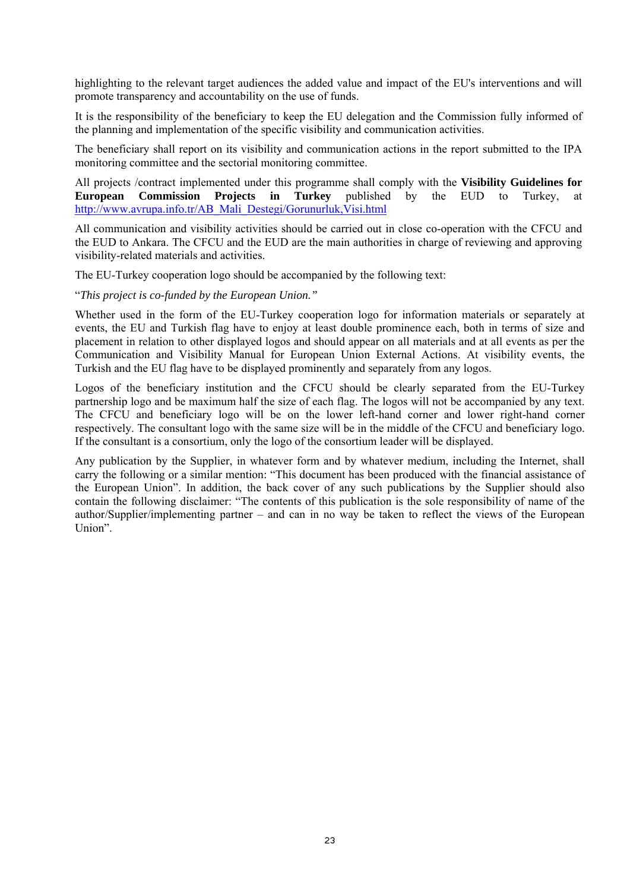highlighting to the relevant target audiences the added value and impact of the EU's interventions and will promote transparency and accountability on the use of funds.

It is the responsibility of the beneficiary to keep the EU delegation and the Commission fully informed of the planning and implementation of the specific visibility and communication activities.

The beneficiary shall report on its visibility and communication actions in the report submitted to the IPA monitoring committee and the sectorial monitoring committee.

All projects /contract implemented under this programme shall comply with the **Visibility Guidelines for European Commission Projects in Turkey** published by the EUD to Turkey, at [http://www.avrupa.info.tr/AB_Mali_Destegi/Gorunurluk,Visi.html](http://www.avrupa.info.tr/AB_Mali_Destegi/Gorunurluk,Visi.html)

All communication and visibility activities should be carried out in close co-operation with the CFCU and the EUD to Ankara. The CFCU and the EUD are the main authorities in charge of reviewing and approving visibility-related materials and activities.

The EU-Turkey cooperation logo should be accompanied by the following text:

"*This project is co-funded by the European Union.*"

Whether used in the form of the EU-Turkey cooperation logo for information materials or separately at events, the EU and Turkish flag have to enjoy at least double prominence each, both in terms of size and placement in relation to other displayed logos and should appear on all materials and at all events as per the Communication and Visibility Manual for European Union External Actions. At visibility events, the Turkish and the EU flag have to be displayed prominently and separately from any logos.

Logos of the beneficiary institution and the CFCU should be clearly separated from the EU-Turkey partnership logo and be maximum half the size of each flag. The logos will not be accompanied by any text. The CFCU and beneficiary logo will be on the lower left-hand corner and lower right-hand corner respectively. The consultant logo with the same size will be in the middle of the CFCU and beneficiary logo. If the consultant is a consortium, only the logo of the consortium leader will be displayed.

Any publication by the Supplier, in whatever form and by whatever medium, including the Internet, shall carry the following or a similar mention: "This document has been produced with the financial assistance of the European Union". In addition, the back cover of any such publications by the Supplier should also contain the following disclaimer: "The contents of this publication is the sole responsibility of name of the author/Supplier/implementing partner – and can in no way be taken to reflect the views of the European Union".